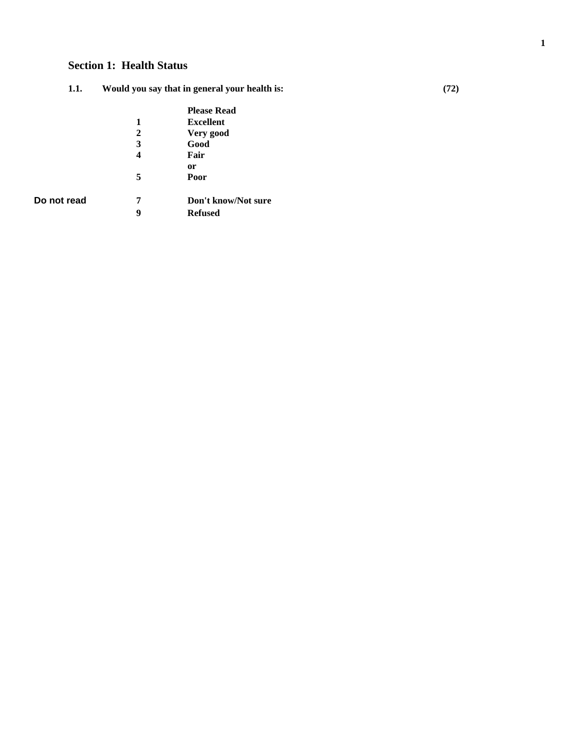## Section 1: Health Status

**1.1. Would you say that in general your health is:** **(72)**

| | | |
|---|---|---|
| | | **Please Read** |
| | **1** | **Excellent** |
| | **2** | **Very good** |
| | **3** | **Good** |
| | **4** | **Fair** |
| | | **or** |
| | **5** | **Poor** |
| **Do not read** | **7** | **Don't know/Not sure** |
| | **9** | **Refused** |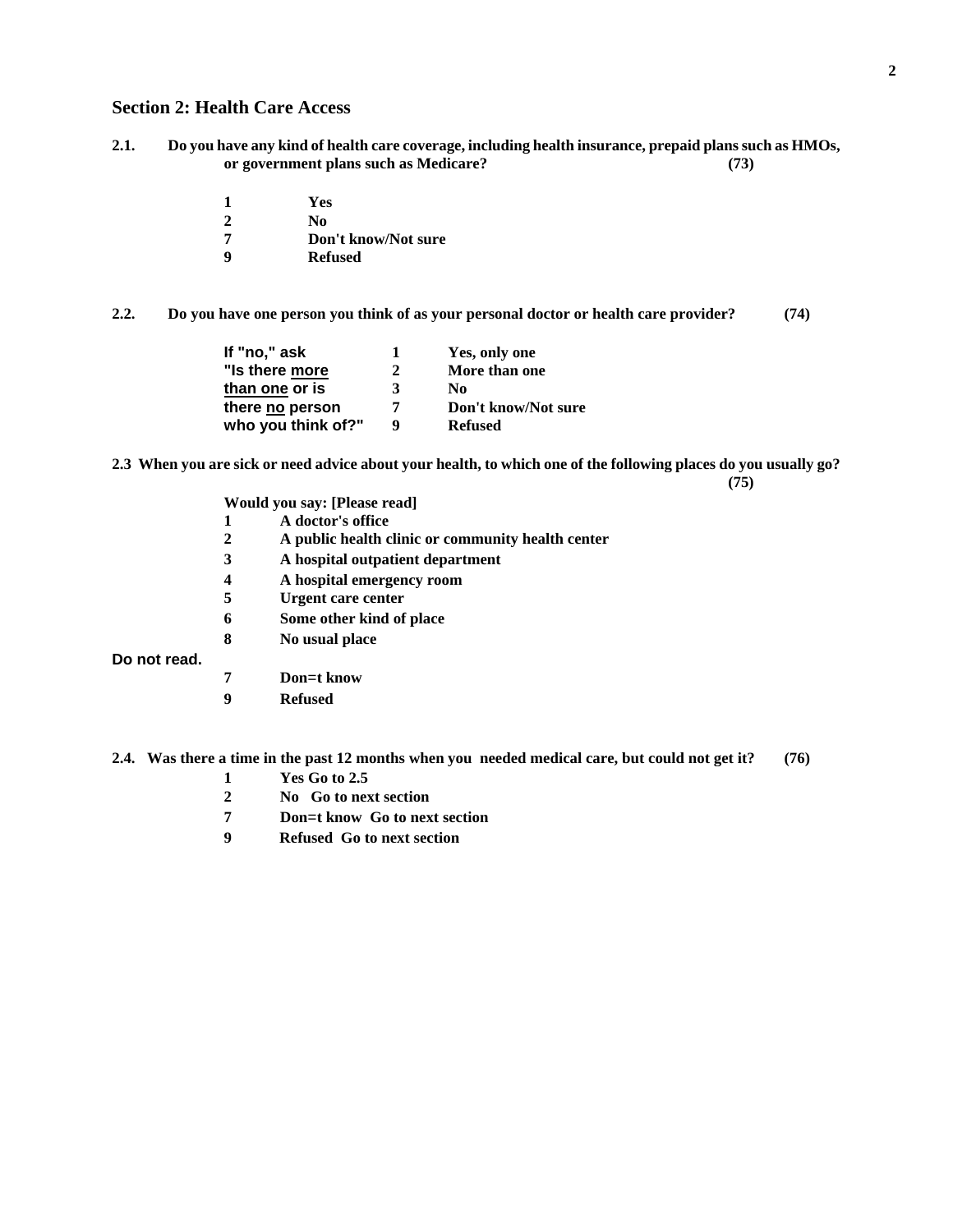## Section 2: Health Care Access

**2.1. Do you have any kind of health care coverage, including health insurance, prepaid plans such as HMOs, or government plans such as Medicare? (73)**

| | |
|---|---|
| 1 | Yes |
| 2 | No |
| 7 | Don't know/Not sure |
| 9 | Refused |

**2.2. Do you have one person you think of as your personal doctor or health care provider? (74)**

| | | |
|---|---|---|
| If "no," ask | 1 | Yes, only one |
| "Is there more | 2 | More than one |
| than one or is | 3 | No |
| there no person | 7 | Don't know/Not sure |
| who you think of?" | 9 | Refused |

**2.3 When you are sick or need advice about your health, to which one of the following places do you usually go? (75)**

**Would you say: [Please read]**

| | |
|---|---|
| 1 | A doctor's office |
| 2 | A public health clinic or community health center |
| 3 | A hospital outpatient department |
| 4 | A hospital emergency room |
| 5 | Urgent care center |
| 6 | Some other kind of place |
| 8 | No usual place |

**Do not read.**

| | |
|---|---|
| 7 | Don=t know |
| 9 | Refused |

**2.4. Was there a time in the past 12 months when you needed medical care, but could not get it? (76)**

| | |
|---|---|
| 1 | Yes Go to 2.5 |
| 2 | No Go to next section |
| 7 | Don=t know Go to next section |
| 9 | Refused Go to next section |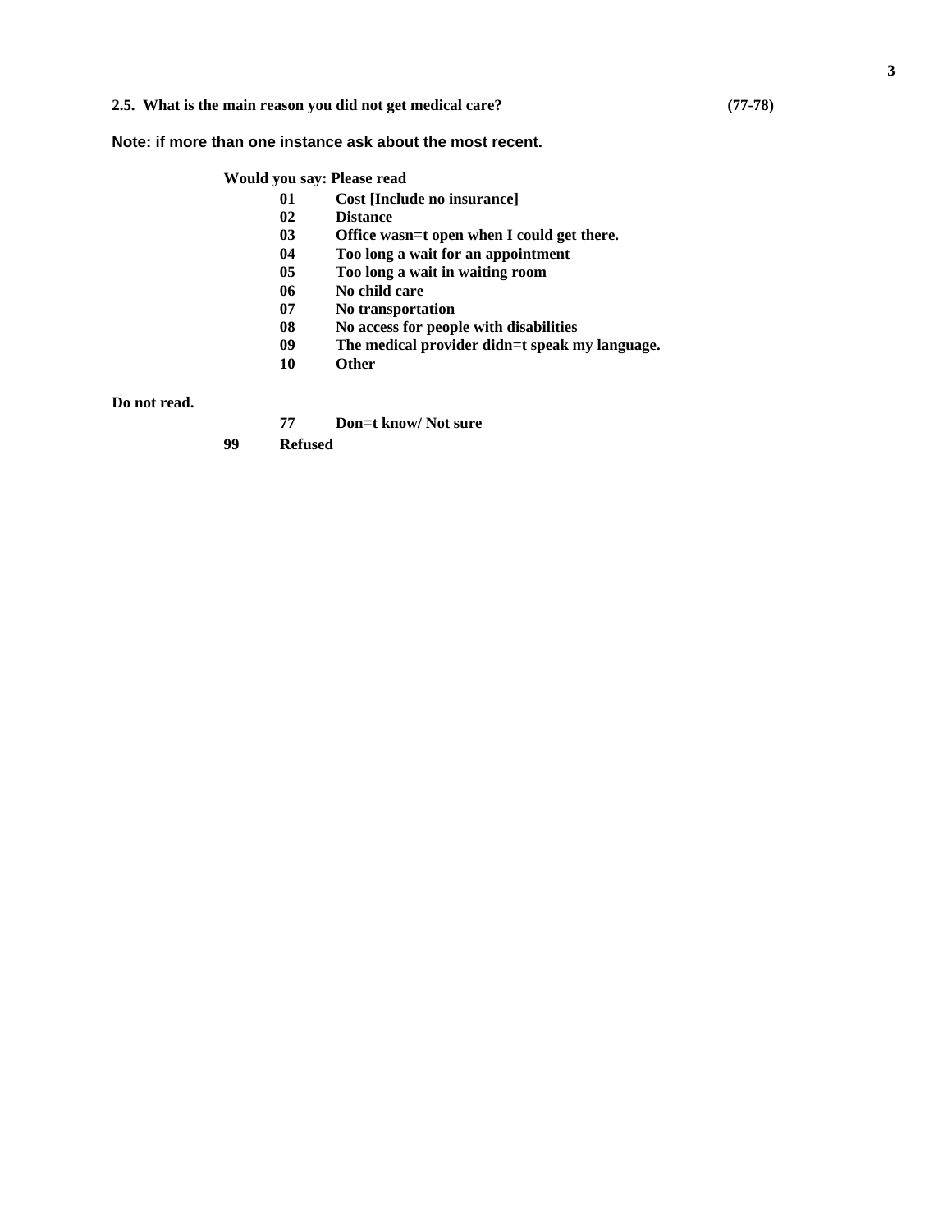**2.5. What is the main reason you did not get medical care?** **(77-78)**

**Note: if more than one instance ask about the most recent.**

**Would you say: Please read**

**01** **Cost [Include no insurance]**
**02** **Distance**
**03** **Office wasn=t open when I could get there.**
**04** **Too long a wait for an appointment**
**05** **Too long a wait in waiting room**
**06** **No child care**
**07** **No transportation**
**08** **No access for people with disabilities**
**09** **The medical provider didn=t speak my language.**
**10** **Other**

**Do not read.**

**77** **Don=t know/ Not sure**
**99** **Refused**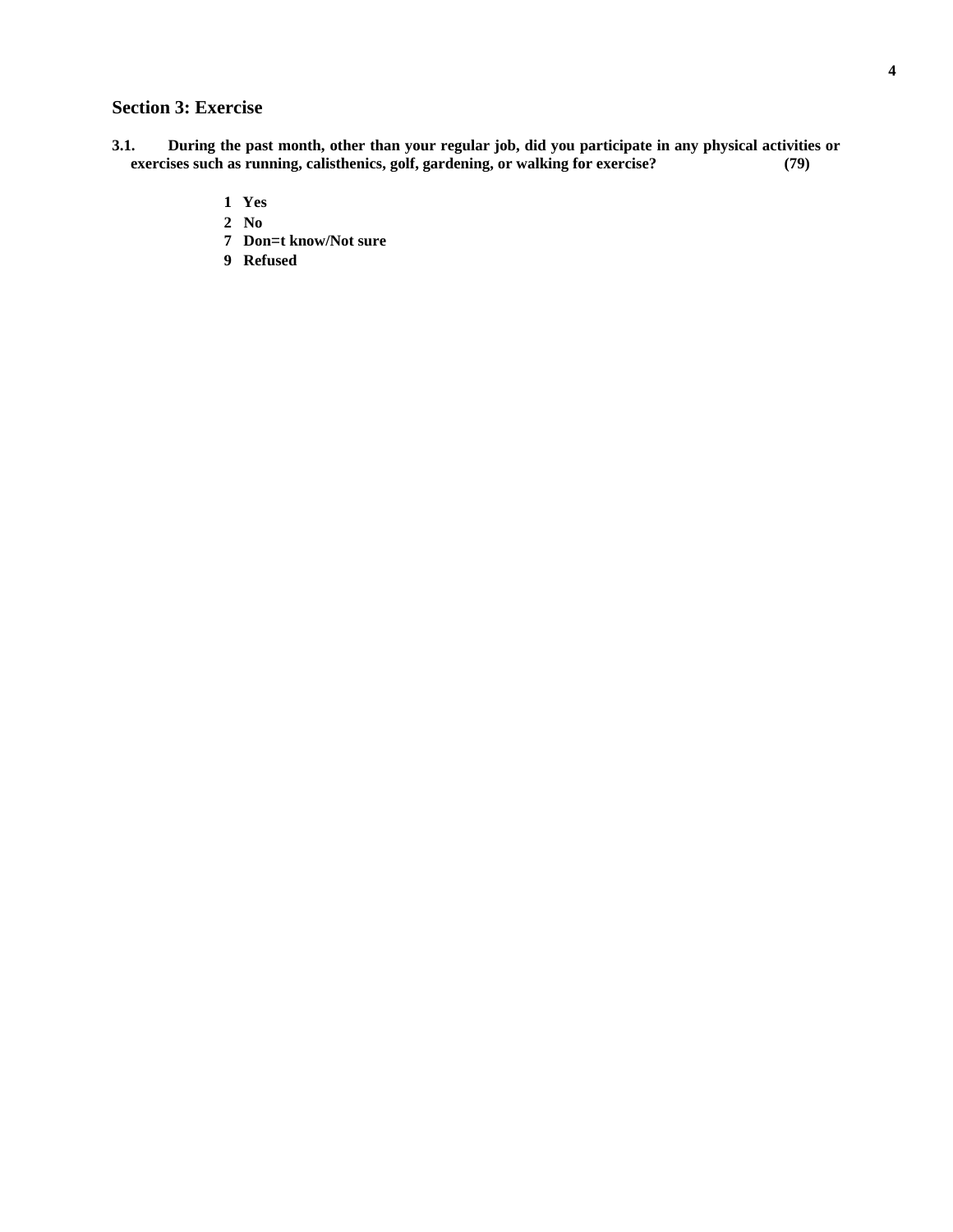## Section 3: Exercise

**3.1. During the past month, other than your regular job, did you participate in any physical activities or exercises such as running, calisthenics, golf, gardening, or walking for exercise? (79)**

**1 Yes**
**2 No**
**7 Don=t know/Not sure**
**9 Refused**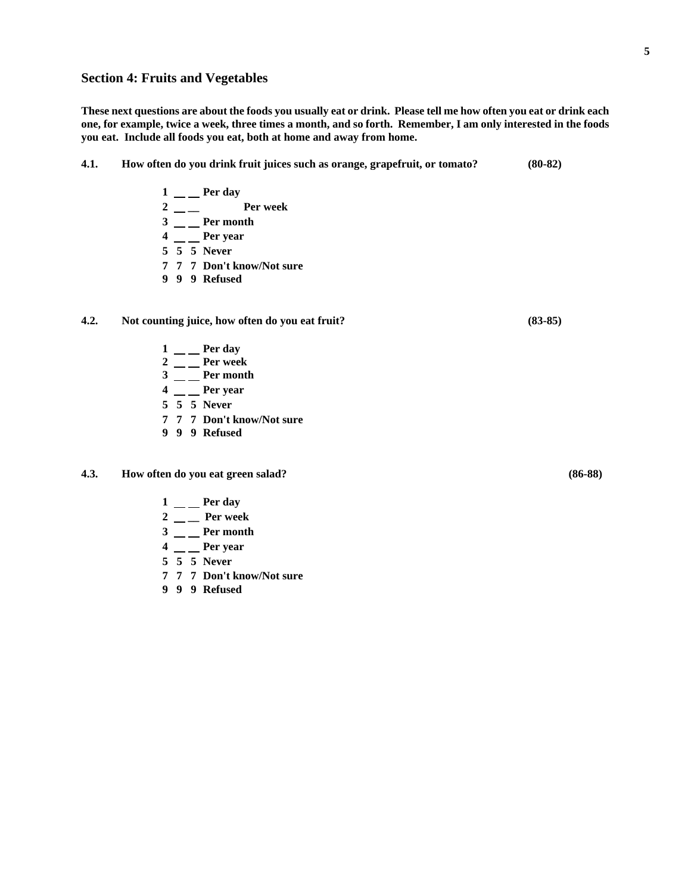## Section 4: Fruits and Vegetables

**These next questions are about the foods you usually eat or drink. Please tell me how often you eat or drink each one, for example, twice a week, three times a month, and so forth. Remember, I am only interested in the foods you eat. Include all foods you eat, both at home and away from home.**

**4.1. How often do you drink fruit juices such as orange, grapefruit, or tomato? (80-82)**

1 __ __ Per day
2 __ __ Per week
3 __ __ Per month
4 __ __ Per year
5 5 5 Never
7 7 7 Don't know/Not sure
9 9 9 Refused

**4.2. Not counting juice, how often do you eat fruit? (83-85)**

1 __ __ Per day
2 __ __ Per week
3 __ __ Per month
4 __ __ Per year
5 5 5 Never
7 7 7 Don't know/Not sure
9 9 9 Refused

**4.3. How often do you eat green salad? (86-88)**

1 __ __ Per day
2 __ __ Per week
3 __ __ Per month
4 __ __ Per year
5 5 5 Never
7 7 7 Don't know/Not sure
9 9 9 Refused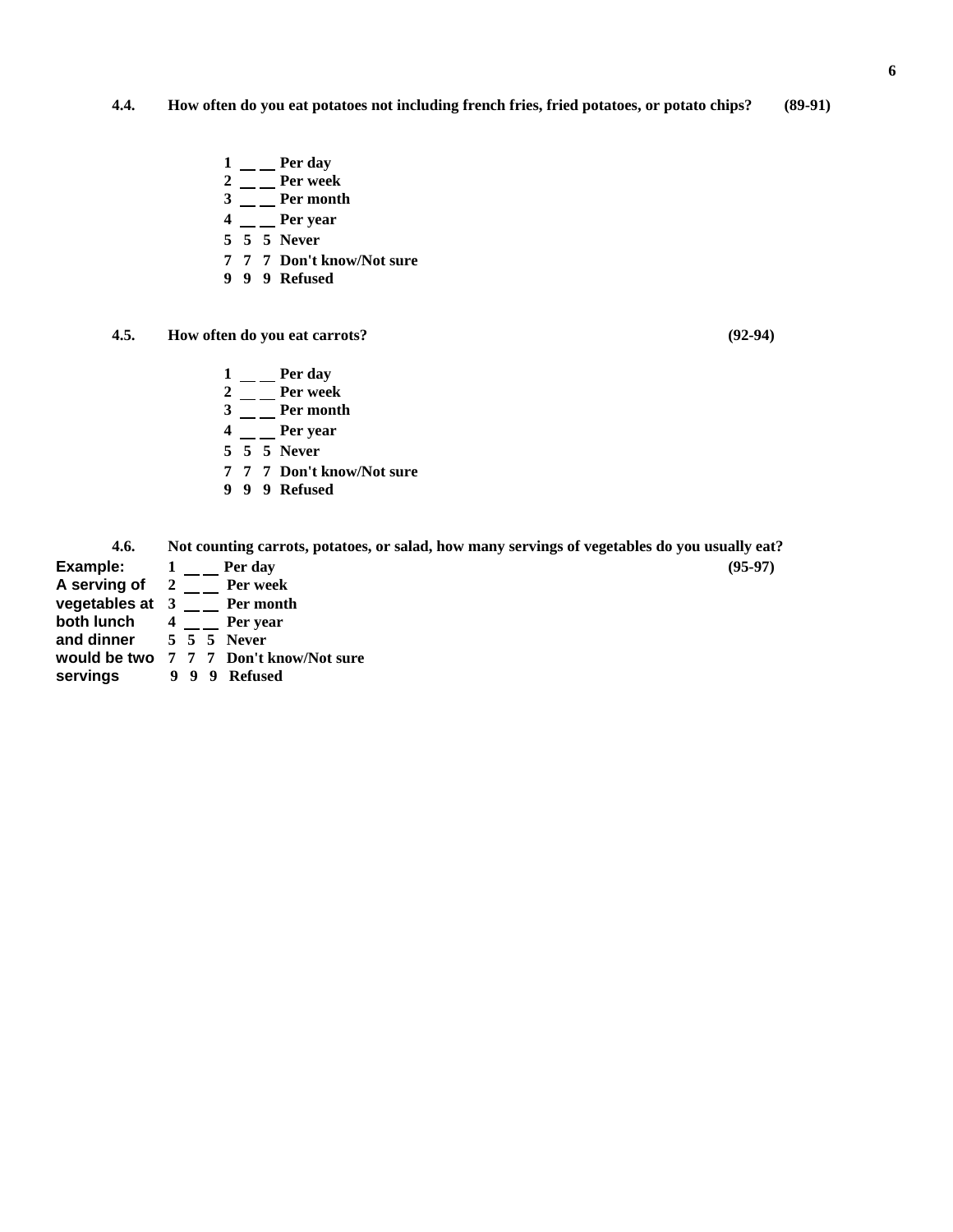**4.4. How often do you eat potatoes not including french fries, fried potatoes, or potato chips? (89-91)**

- **1 __ __ Per day**
- **2 __ __ Per week**
- **3 __ __ Per month**
- **4 __ __ Per year**
- **5 5 5 Never**
- **7 7 7 Don't know/Not sure**
- **9 9 9 Refused**

**4.5. How often do you eat carrots? (92-94)**

- **1 __ __ Per day**
- **2 __ __ Per week**
- **3 __ __ Per month**
- **4 __ __ Per year**
- **5 5 5 Never**
- **7 7 7 Don't know/Not sure**
- **9 9 9 Refused**

**4.6. Not counting carrots, potatoes, or salad, how many servings of vegetables do you usually eat? (95-97)**

**Example: A serving of vegetables at both lunch and dinner would be two servings**

- **1 __ __ Per day**
- **2 __ __ Per week**
- **3 __ __ Per month**
- **4 __ __ Per year**
- **5 5 5 Never**
- **7 7 7 Don't know/Not sure**
- **9 9 9 Refused**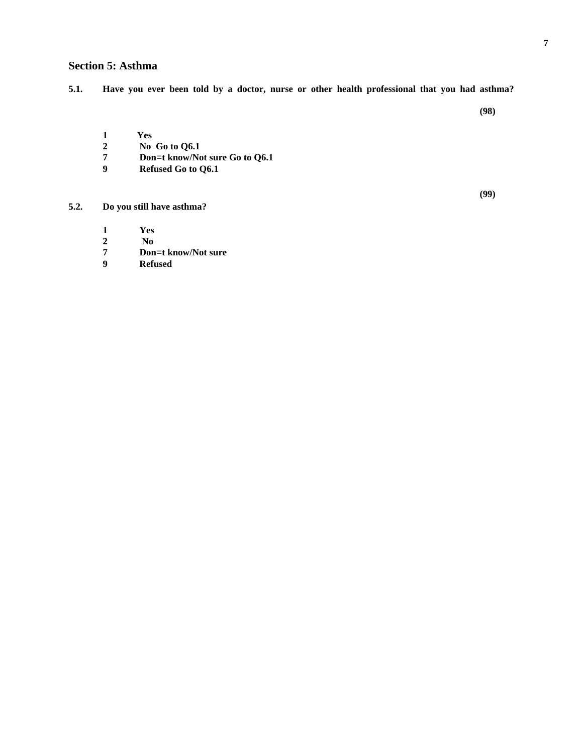## Section 5: Asthma

**5.1.** **Have you ever been told by a doctor, nurse or other health professional that you had asthma?**

**(98)**

**1** **Yes**
**2** **No Go to Q6.1**
**7** **Don=t know/Not sure Go to Q6.1**
**9** **Refused Go to Q6.1**

**(99)**

**5.2.** **Do you still have asthma?**

**1** **Yes**
**2** **No**
**7** **Don=t know/Not sure**
**9** **Refused**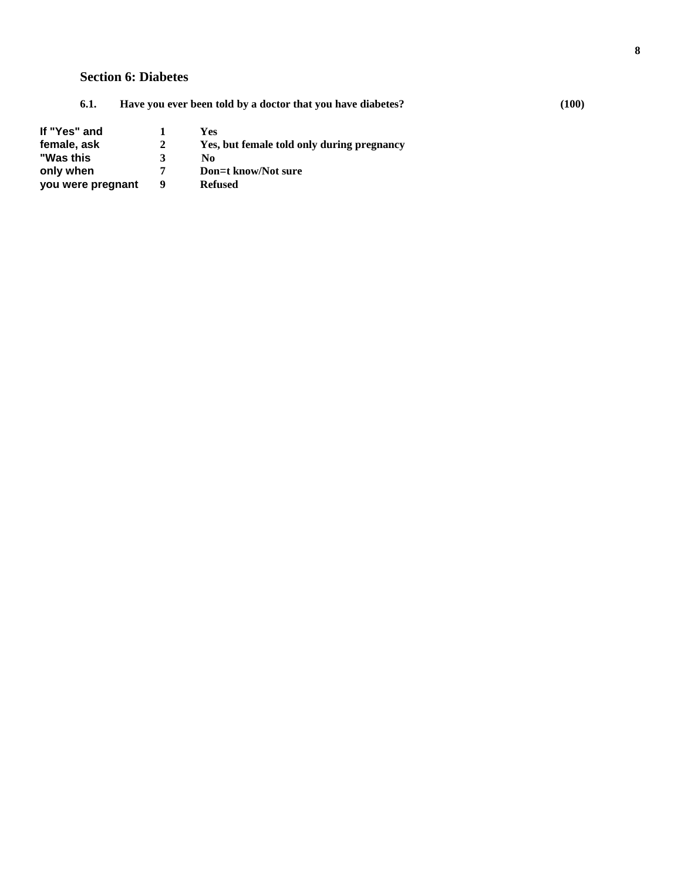## Section 6: Diabetes

**6.1. Have you ever been told by a doctor that you have diabetes?** **(100)**

| | | |
|---|---|---|
| **If "Yes" and** | **1** | **Yes** |
| **female, ask** | **2** | **Yes, but female told only during pregnancy** |
| **"Was this** | **3** | **No** |
| **only when** | **7** | **Don=t know/Not sure** |
| **you were pregnant** | **9** | **Refused** |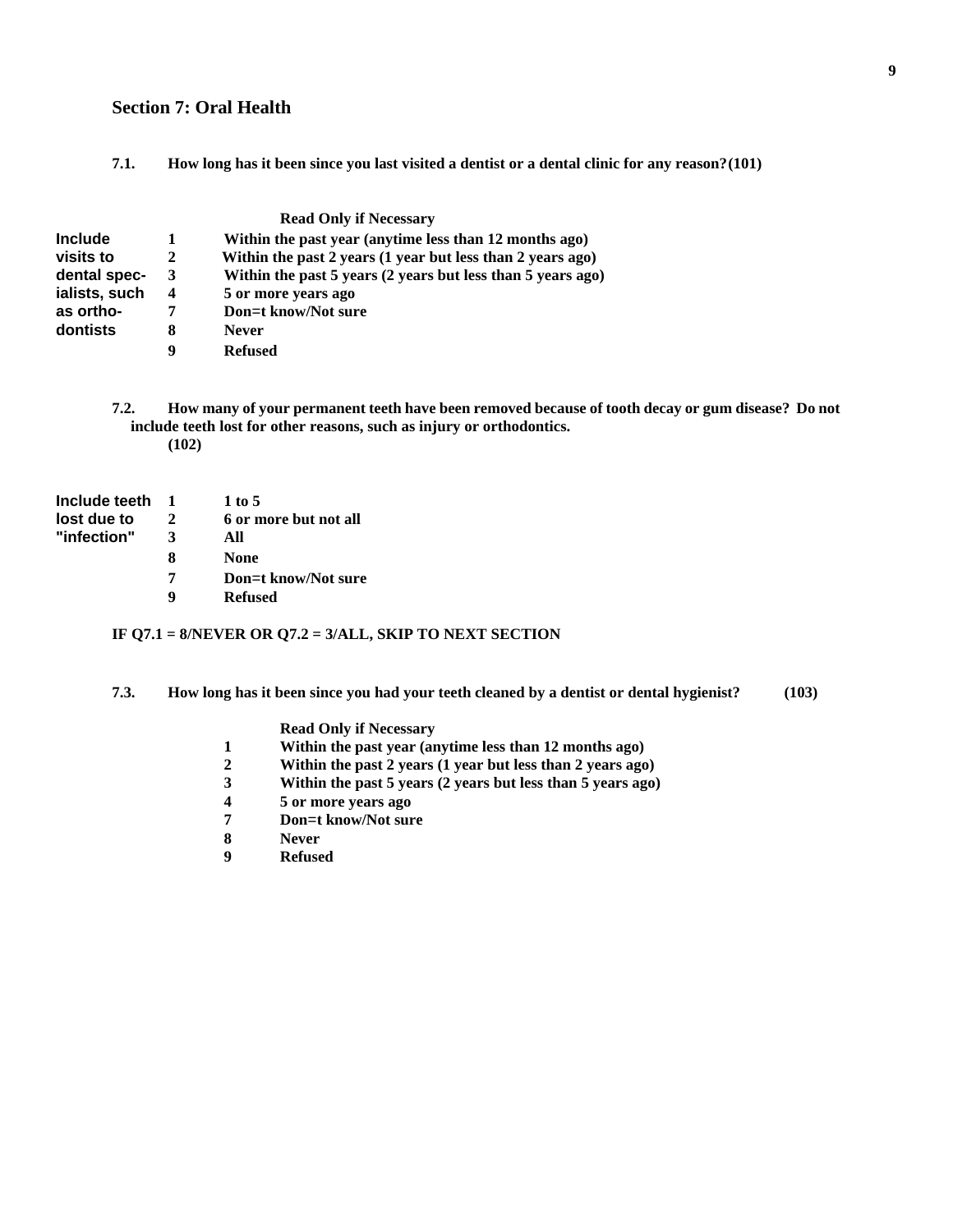## Section 7: Oral Health

**7.1. How long has it been since you last visited a dentist or a dental clinic for any reason?(101)**

**Read Only if Necessary**

Include visits to dental specialists, such as orthodontists

**1** Within the past year (anytime less than 12 months ago)
**2** Within the past 2 years (1 year but less than 2 years ago)
**3** Within the past 5 years (2 years but less than 5 years ago)
**4** 5 or more years ago
**7** Don=t know/Not sure
**8** Never
**9** Refused

**7.2. How many of your permanent teeth have been removed because of tooth decay or gum disease? Do not include teeth lost for other reasons, such as injury or orthodontics. (102)**

Include teeth lost due to "infection"

**1** 1 to 5
**2** 6 or more but not all
**3** All
**8** None
**7** Don=t know/Not sure
**9** Refused

**IF Q7.1 = 8/NEVER OR Q7.2 = 3/ALL, SKIP TO NEXT SECTION**

**7.3. How long has it been since you had your teeth cleaned by a dentist or dental hygienist? (103)**

**Read Only if Necessary**

**1** Within the past year (anytime less than 12 months ago)
**2** Within the past 2 years (1 year but less than 2 years ago)
**3** Within the past 5 years (2 years but less than 5 years ago)
**4** 5 or more years ago
**7** Don=t know/Not sure
**8** Never
**9** Refused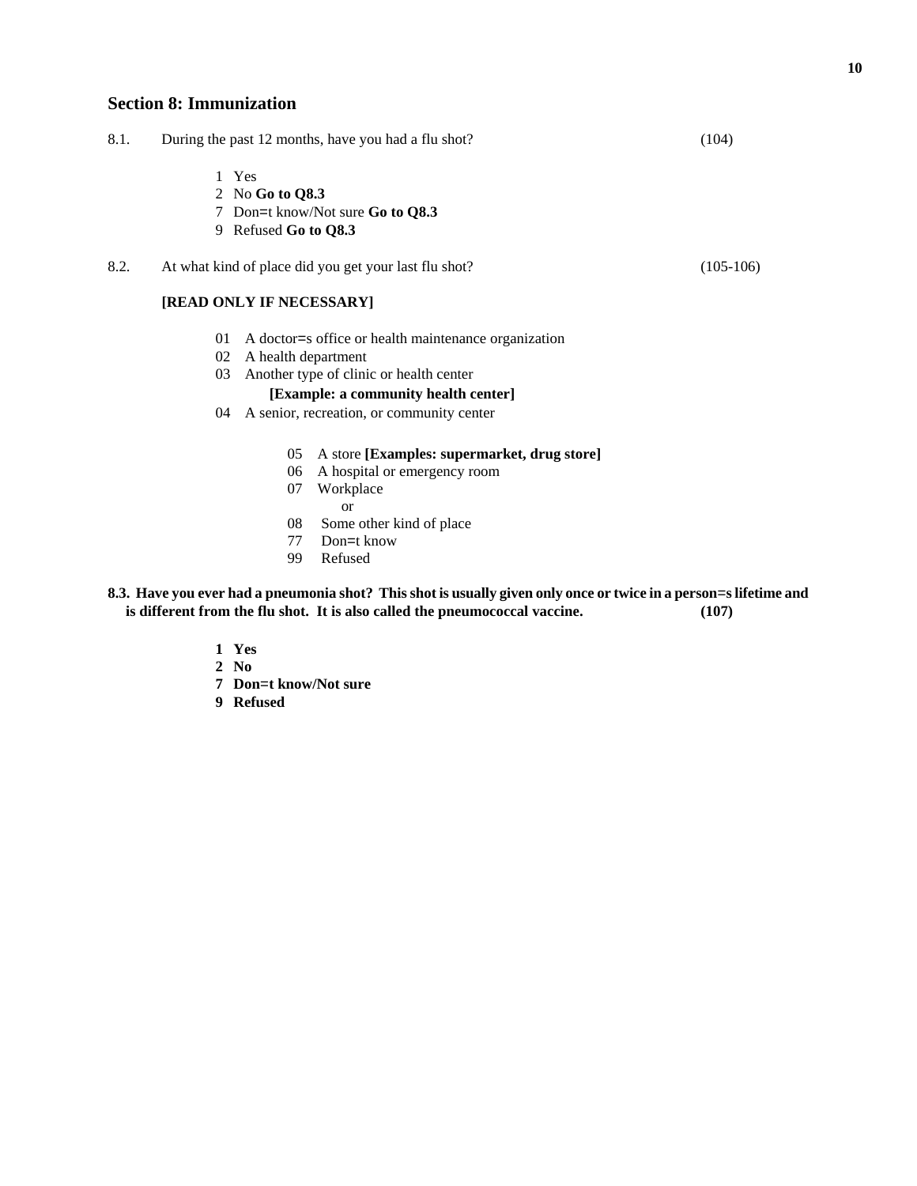## Section 8: Immunization

8.1. During the past 12 months, have you had a flu shot? (104)

1 Yes
2 No **Go to Q8.3**
7 Don=t know/Not sure **Go to Q8.3**
9 Refused **Go to Q8.3**

8.2. At what kind of place did you get your last flu shot? (105-106)

**[READ ONLY IF NECESSARY]**

01 A doctor=s office or health maintenance organization
02 A health department
03 Another type of clinic or health center
**[Example: a community health center]**
04 A senior, recreation, or community center

05 A store **[Examples: supermarket, drug store]**
06 A hospital or emergency room
07 Workplace
or
08 Some other kind of place
77 Don=t know
99 Refused

**8.3. Have you ever had a pneumonia shot? This shot is usually given only once or twice in a person=s lifetime and is different from the flu shot. It is also called the pneumococcal vaccine. (107)**

**1 Yes**
**2 No**
**7 Don=t know/Not sure**
**9 Refused**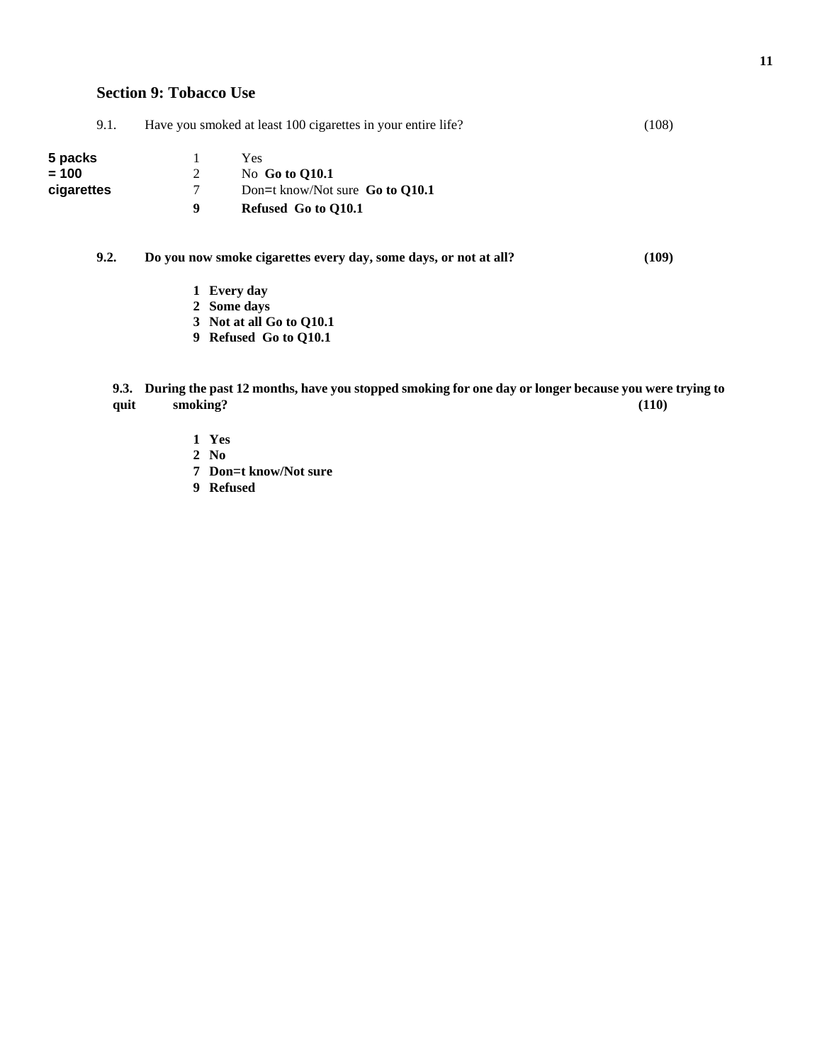## Section 9: Tobacco Use

9.1. Have you smoked at least 100 cigarettes in your entire life? (108)

**5 packs = 100 cigarettes**

1 Yes
2 No **Go to Q10.1**
7 Don=t know/Not sure **Go to Q10.1**
**9 Refused Go to Q10.1**

**9.2. Do you now smoke cigarettes every day, some days, or not at all? (109)**

**1 Every day**
**2 Some days**
**3 Not at all Go to Q10.1**
**9 Refused Go to Q10.1**

**9.3. During the past 12 months, have you stopped smoking for one day or longer because you were trying to quit smoking? (110)**

**1 Yes**
**2 No**
**7 Don=t know/Not sure**
**9 Refused**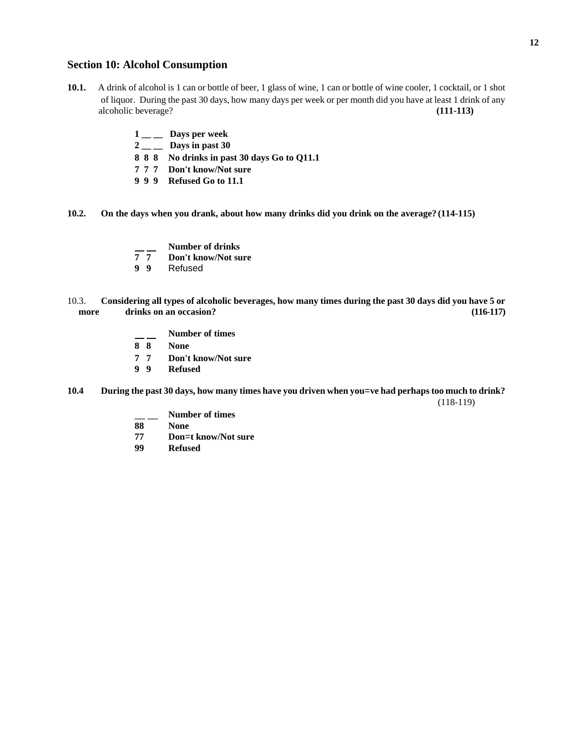## Section 10: Alcohol Consumption

**10.1.** A drink of alcohol is 1 can or bottle of beer, 1 glass of wine, 1 can or bottle of wine cooler, 1 cocktail, or 1 shot of liquor. During the past 30 days, how many days per week or per month did you have at least 1 drink of any alcoholic beverage? **(111-113)**

- **1 __ __ Days per week**
- **2 __ __ Days in past 30**
- **8 8 8 No drinks in past 30 days Go to Q11.1**
- **7 7 7 Don't know/Not sure**
- **9 9 9 Refused Go to 11.1**

**10.2. On the days when you drank, about how many drinks did you drink on the average? (114-115)**

- **__ __ Number of drinks**
- **7 7 Don't know/Not sure**
- **9 9** Refused

10.3. **Considering all types of alcoholic beverages, how many times during the past 30 days did you have 5 or more drinks on an occasion? (116-117)**

- **__ __ Number of times**
- **8 8 None**
- **7 7 Don't know/Not sure**
- **9 9 Refused**

**10.4 During the past 30 days, how many times have you driven when you=ve had perhaps too much to drink?** (118-119)

- **__ __ Number of times**
- **88 None**
- **77 Don=t know/Not sure**
- **99 Refused**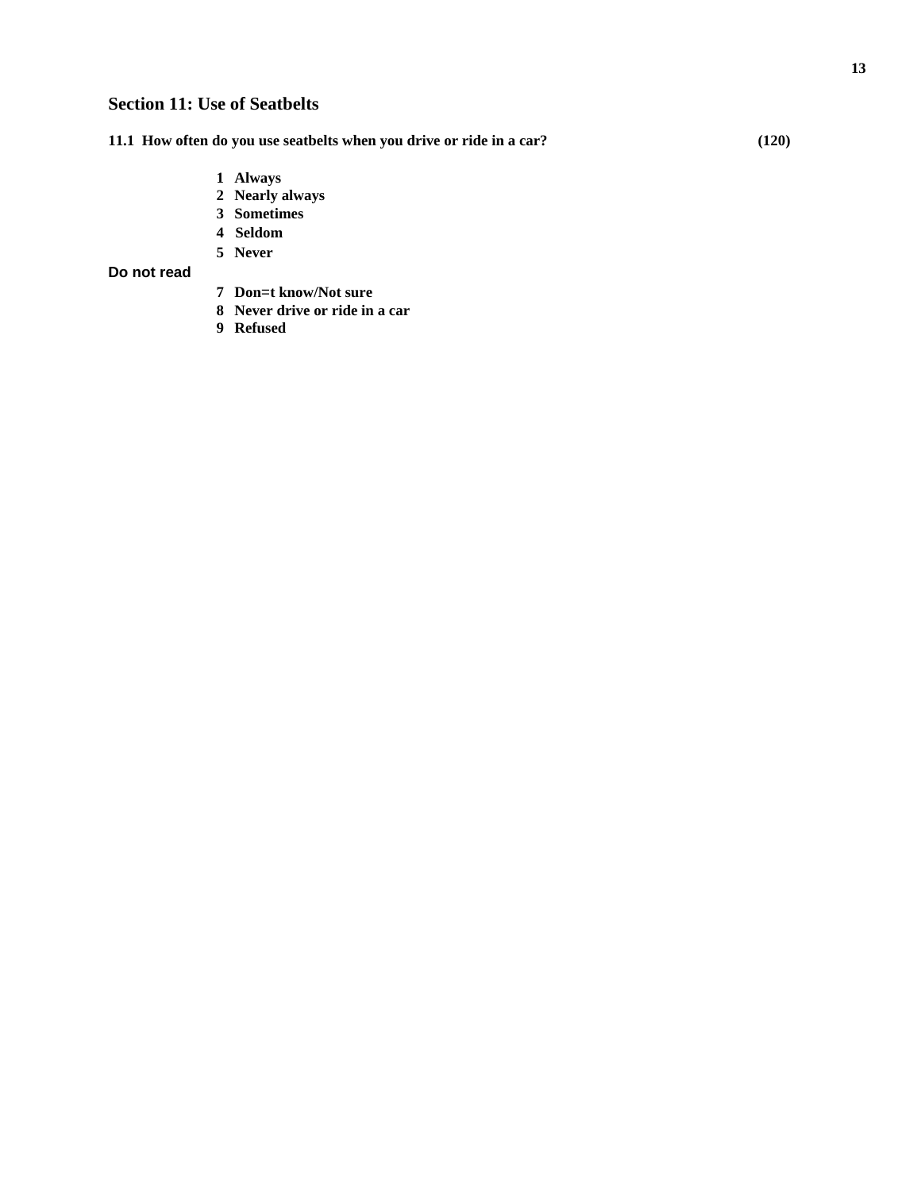## Section 11: Use of Seatbelts

**11.1 How often do you use seatbelts when you drive or ride in a car? (120)**

**1 Always**
**2 Nearly always**
**3 Sometimes**
**4 Seldom**
**5 Never**

**Do not read**

**7 Don=t know/Not sure**
**8 Never drive or ride in a car**
**9 Refused**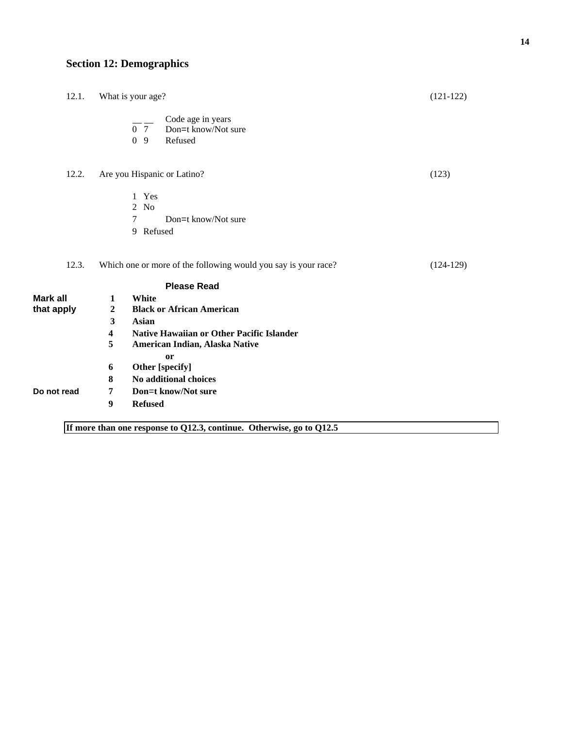## Section 12: Demographics

12.1. What is your age? (121-122)

- \_\_ \_\_ Code age in years
- 0 7 Don=t know/Not sure
- 0 9 Refused

12.2. Are you Hispanic or Latino? (123)

- 1 Yes
- 2 No
- 7 Don=t know/Not sure
- 9 Refused

12.3. Which one or more of the following would you say is your race? (124-129)

**Please Read**

**Mark all that apply**

- **1 White**
- **2 Black or African American**
- **3 Asian**
- **4 Native Hawaiian or Other Pacific Islander**
- **5 American Indian, Alaska Native**

**or**

- **6 Other [specify]**
- **8 No additional choices**

**Do not read**

- **7 Don=t know/Not sure**
- **9 Refused**

**If more than one response to Q12.3, continue. Otherwise, go to Q12.5**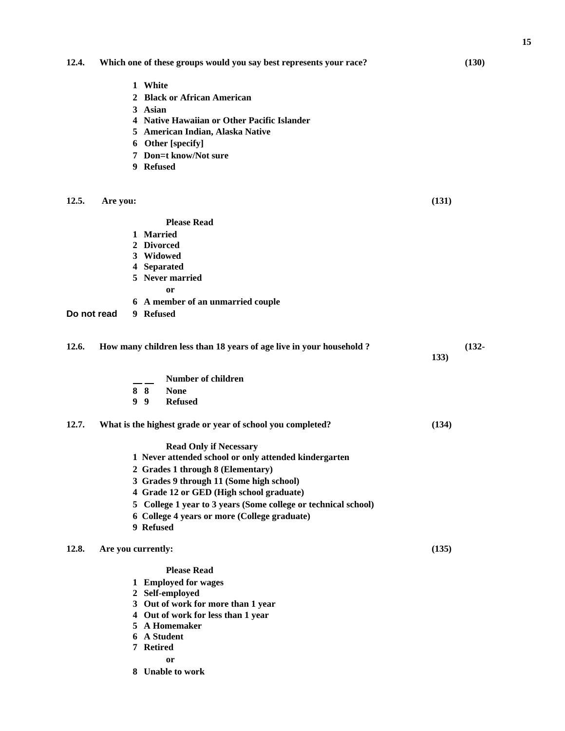**12.4. Which one of these groups would you say best represents your race? (130)**

**1 White**
**2 Black or African American**
**3 Asian**
**4 Native Hawaiian or Other Pacific Islander**
**5 American Indian, Alaska Native**
**6 Other [specify]**
**7 Don=t know/Not sure**
**9 Refused**

**12.5. Are you: (131)**

**Please Read**
**1 Married**
**2 Divorced**
**3 Widowed**
**4 Separated**
**5 Never married**
**or**
**6 A member of an unmarried couple**
Do not read **9 Refused**

**12.6. How many children less than 18 years of age live in your household ? (132-133)**

**\_\_ \_\_ Number of children**
**8 8 None**
**9 9 Refused**

**12.7. What is the highest grade or year of school you completed? (134)**

**Read Only if Necessary**
**1 Never attended school or only attended kindergarten**
**2 Grades 1 through 8 (Elementary)**
**3 Grades 9 through 11 (Some high school)**
**4 Grade 12 or GED (High school graduate)**
**5 College 1 year to 3 years (Some college or technical school)**
**6 College 4 years or more (College graduate)**
**9 Refused**

**12.8. Are you currently: (135)**

**Please Read**
**1 Employed for wages**
**2 Self-employed**
**3 Out of work for more than 1 year**
**4 Out of work for less than 1 year**
**5 A Homemaker**
**6 A Student**
**7 Retired**
**or**
**8 Unable to work**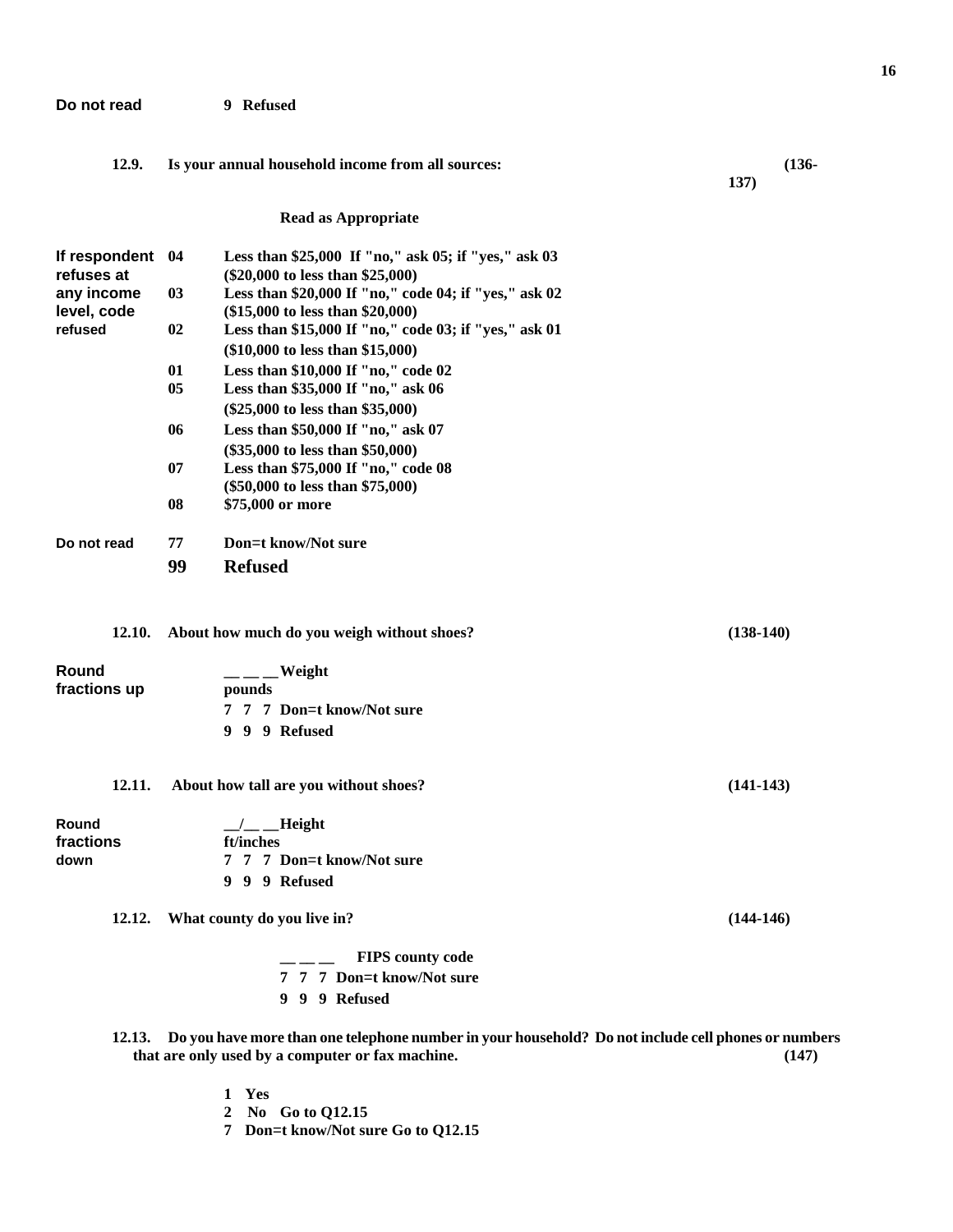**Do not read** 9 **Refused**

**12.9. Is your annual household income from all sources:** **(136-137)**

**Read as Appropriate**

| | | |
|---|---|---|
| **If respondent refuses at any income level, code refused** | **04** | **Less than $25,000 If "no," ask 05; if "yes," ask 03 ($20,000 to less than $25,000)** |
| | **03** | **Less than $20,000 If "no," code 04; if "yes," ask 02 ($15,000 to less than $20,000)** |
| | **02** | **Less than $15,000 If "no," code 03; if "yes," ask 01 ($10,000 to less than $15,000)** |
| | **01** | **Less than $10,000 If "no," code 02** |
| | **05** | **Less than $35,000 If "no," ask 06 ($25,000 to less than $35,000)** |
| | **06** | **Less than $50,000 If "no," ask 07 ($35,000 to less than $50,000)** |
| | **07** | **Less than $75,000 If "no," code 08 ($50,000 to less than $75,000)** |
| | **08** | **$75,000 or more** |
| **Do not read** | **77** | **Don=t know/Not sure** |
| | **99** | **Refused** |

**12.10. About how much do you weigh without shoes?** **(138-140)**

**Round fractions up**

__ __ __ **Weight pounds**

**7 7 7 Don=t know/Not sure**

**9 9 9 Refused**

**12.11. About how tall are you without shoes?** **(141-143)**

**Round fractions down**

__/__ __ **Height ft/inches**

**7 7 7 Don=t know/Not sure**

**9 9 9 Refused**

**12.12. What county do you live in?** **(144-146)**

__ __ __ **FIPS county code**

**7 7 7 Don=t know/Not sure**

**9 9 9 Refused**

**12.13. Do you have more than one telephone number in your household? Do not include cell phones or numbers that are only used by a computer or fax machine.** **(147)**

**1 Yes**

**2 No Go to Q12.15**

**7 Don=t know/Not sure Go to Q12.15**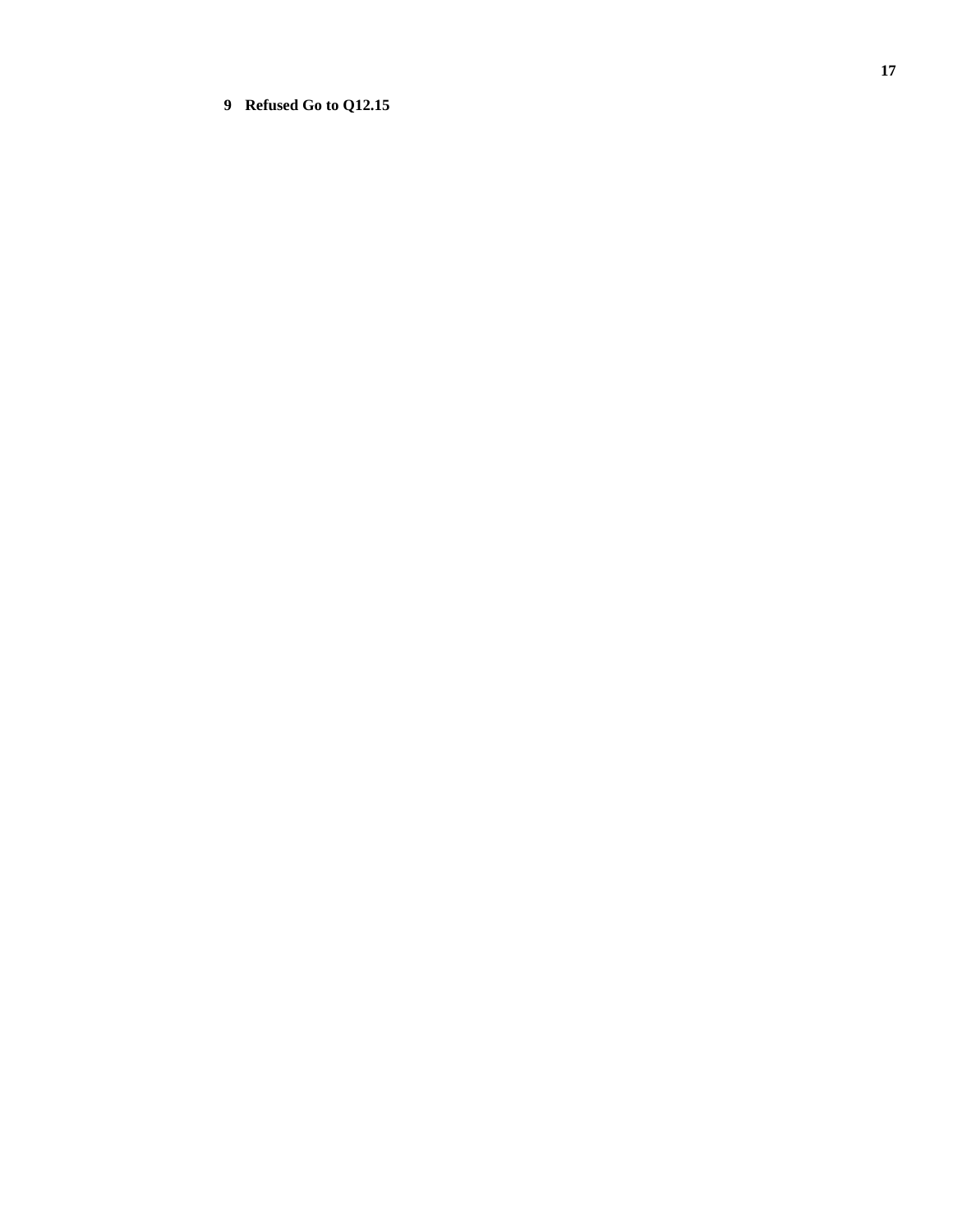**9 Refused Go to Q12.15**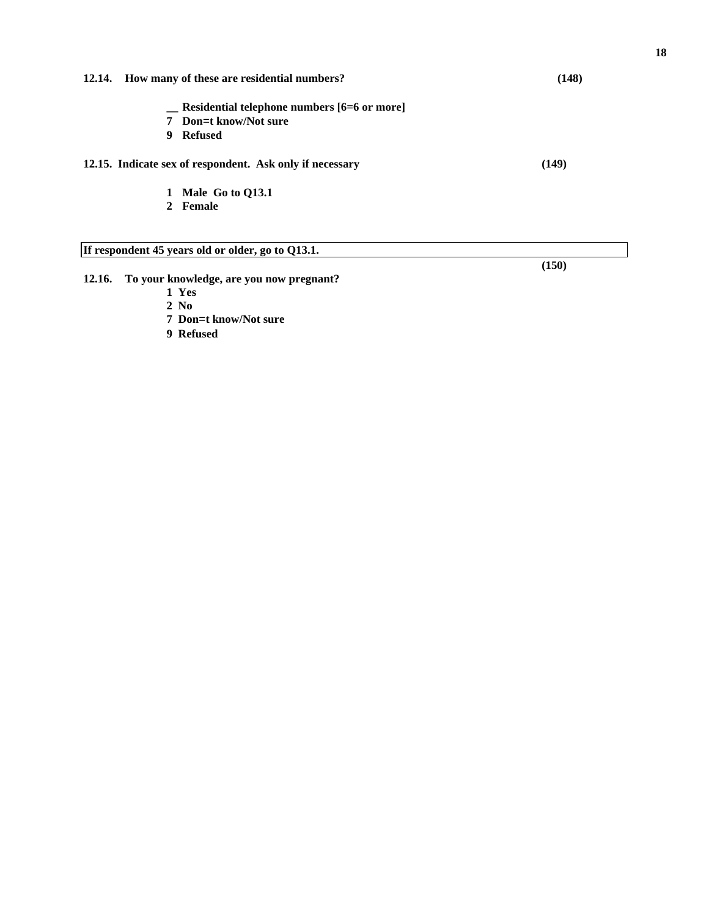**12.14. How many of these are residential numbers?** **(148)**

**__ Residential telephone numbers [6=6 or more]**
**7 Don=t know/Not sure**
**9 Refused**

**12.15. Indicate sex of respondent. Ask only if necessary** **(149)**

**1 Male Go to Q13.1**
**2 Female**

| If respondent 45 years old or older, go to Q13.1. |
|---|

**(150)**

**12.16. To your knowledge, are you now pregnant?**

**1 Yes**
**2 No**
**7 Don=t know/Not sure**
**9 Refused**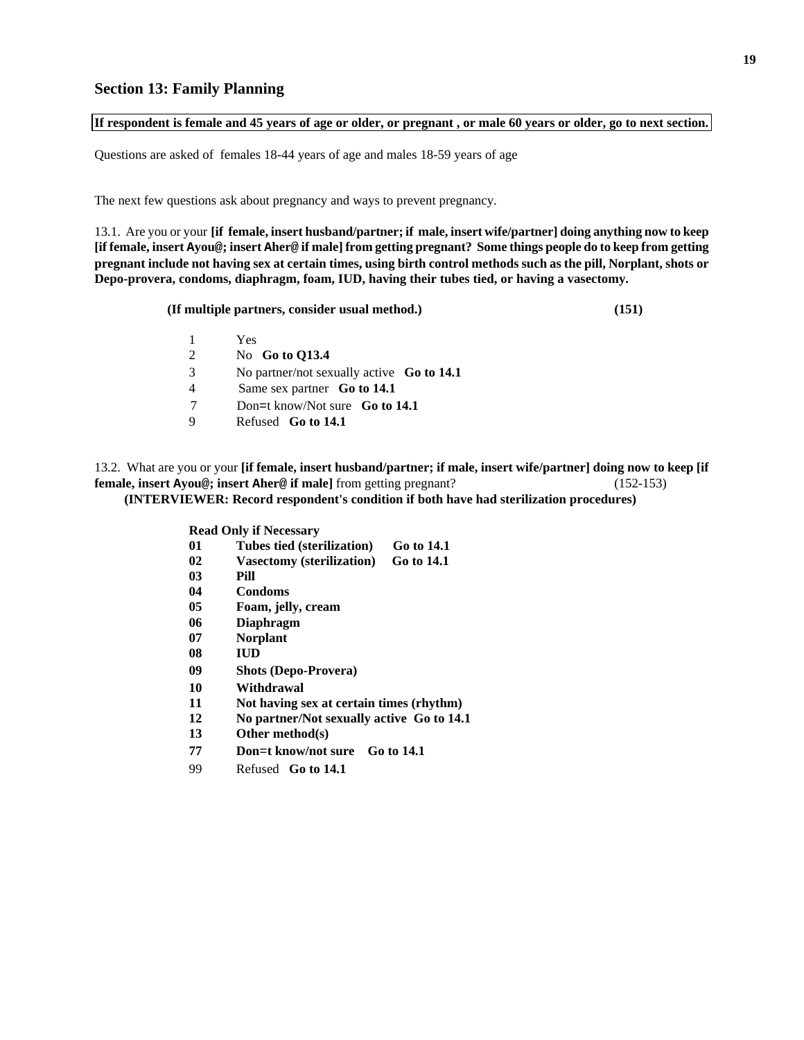## Section 13: Family Planning

**If respondent is female and 45 years of age or older, or pregnant , or male 60 years or older, go to next section.**

Questions are asked of females 18-44 years of age and males 18-59 years of age

The next few questions ask about pregnancy and ways to prevent pregnancy.

13.1. Are you or your **[if female, insert husband/partner; if male, insert wife/partner] doing anything now to keep [if female, insert Ayou@; insert Aher@ if male] from getting pregnant? Some things people do to keep from getting pregnant include not having sex at certain times, using birth control methods such as the pill, Norplant, shots or Depo-provera, condoms, diaphragm, foam, IUD, having their tubes tied, or having a vasectomy.**

**(If multiple partners, consider usual method.)** **(151)**

1 Yes
2 No **Go to Q13.4**
3 No partner/not sexually active **Go to 14.1**
4 Same sex partner **Go to 14.1**
7 Don=t know/Not sure **Go to 14.1**
9 Refused **Go to 14.1**

13.2. What are you or your **[if female, insert husband/partner; if male, insert wife/partner] doing now to keep [if female, insert Ayou@; insert Aher@ if male]** from getting pregnant? (152-153)
**(INTERVIEWER: Record respondent's condition if both have had sterilization procedures)**

**Read Only if Necessary**
**01 Tubes tied (sterilization) Go to 14.1**
**02 Vasectomy (sterilization) Go to 14.1**
**03 Pill**
**04 Condoms**
**05 Foam, jelly, cream**
**06 Diaphragm**
**07 Norplant**
**08 IUD**
**09 Shots (Depo-Provera)**
**10 Withdrawal**
**11 Not having sex at certain times (rhythm)**
**12 No partner/Not sexually active Go to 14.1**
**13 Other method(s)**
**77 Don=t know/not sure Go to 14.1**
99 Refused **Go to 14.1**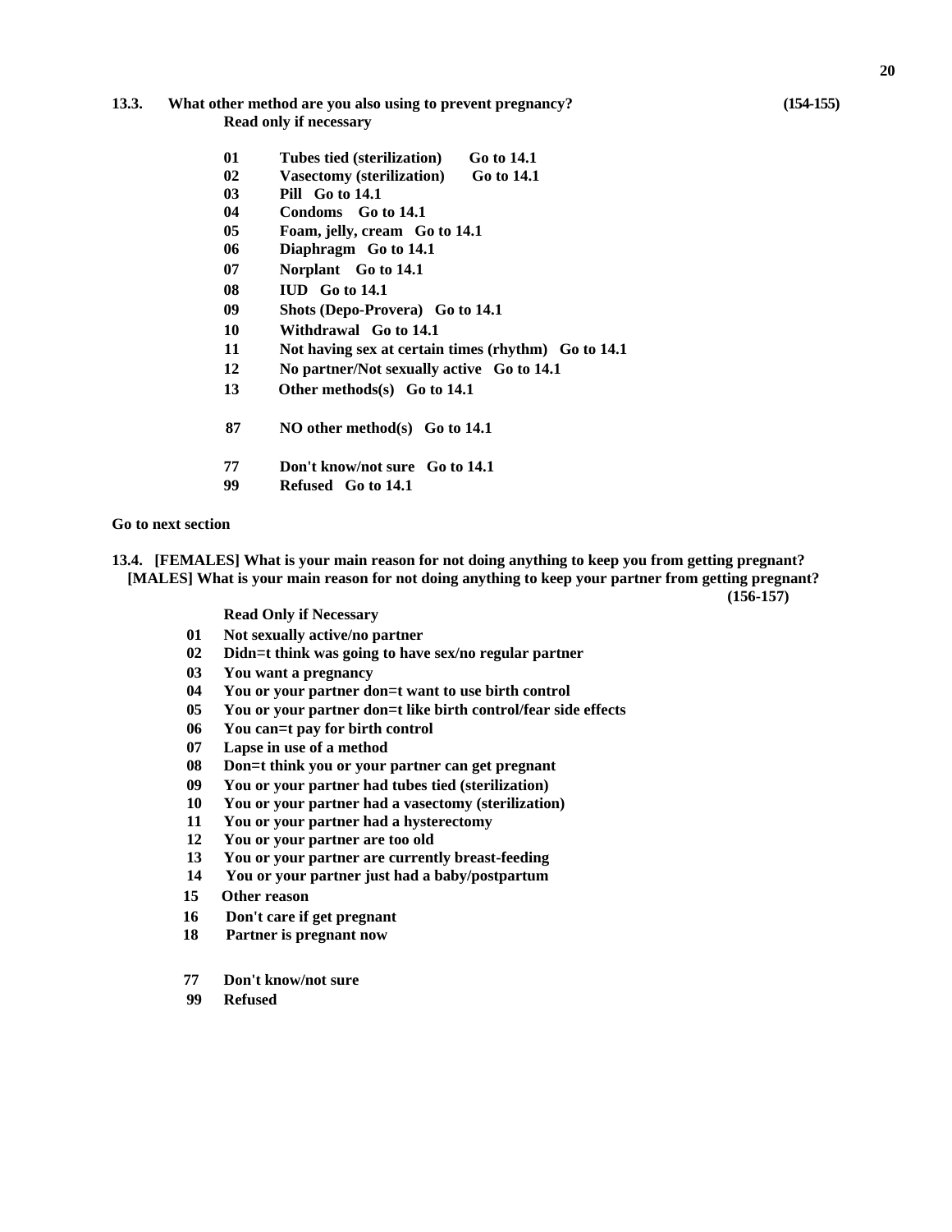**13.3. What other method are you also using to prevent pregnancy?** **(154-155)**

**Read only if necessary**

**01 Tubes tied (sterilization) Go to 14.1**
**02 Vasectomy (sterilization) Go to 14.1**
**03 Pill Go to 14.1**
**04 Condoms Go to 14.1**
**05 Foam, jelly, cream Go to 14.1**
**06 Diaphragm Go to 14.1**
**07 Norplant Go to 14.1**
**08 IUD Go to 14.1**
**09 Shots (Depo-Provera) Go to 14.1**
**10 Withdrawal Go to 14.1**
**11 Not having sex at certain times (rhythm) Go to 14.1**
**12 No partner/Not sexually active Go to 14.1**
**13 Other methods(s) Go to 14.1**

**87 NO other method(s) Go to 14.1**

**77 Don't know/not sure Go to 14.1**
**99 Refused Go to 14.1**

**Go to next section**

**13.4. [FEMALES] What is your main reason for not doing anything to keep you from getting pregnant?**
**[MALES] What is your main reason for not doing anything to keep your partner from getting pregnant?**
**(156-157)**

**Read Only if Necessary**

**01 Not sexually active/no partner**
**02 Didn=t think was going to have sex/no regular partner**
**03 You want a pregnancy**
**04 You or your partner don=t want to use birth control**
**05 You or your partner don=t like birth control/fear side effects**
**06 You can=t pay for birth control**
**07 Lapse in use of a method**
**08 Don=t think you or your partner can get pregnant**
**09 You or your partner had tubes tied (sterilization)**
**10 You or your partner had a vasectomy (sterilization)**
**11 You or your partner had a hysterectomy**
**12 You or your partner are too old**
**13 You or your partner are currently breast-feeding**
**14 You or your partner just had a baby/postpartum**
**15 Other reason**
**16 Don't care if get pregnant**
**18 Partner is pregnant now**

**77 Don't know/not sure**
**99 Refused**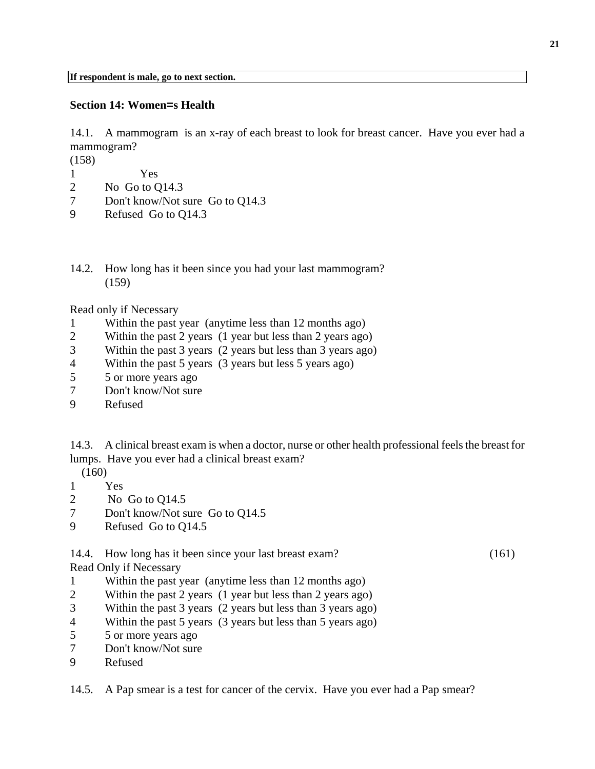**If respondent is male, go to next section.**

### Section 14: Women=s Health

14.1. A mammogram is an x-ray of each breast to look for breast cancer. Have you ever had a mammogram?
(158)

1 Yes
2 No Go to Q14.3
7 Don't know/Not sure Go to Q14.3
9 Refused Go to Q14.3

14.2. How long has it been since you had your last mammogram?
(159)

Read only if Necessary

1 Within the past year (anytime less than 12 months ago)
2 Within the past 2 years (1 year but less than 2 years ago)
3 Within the past 3 years (2 years but less than 3 years ago)
4 Within the past 5 years (3 years but less 5 years ago)
5 5 or more years ago
7 Don't know/Not sure
9 Refused

14.3. A clinical breast exam is when a doctor, nurse or other health professional feels the breast for lumps. Have you ever had a clinical breast exam?
(160)

1 Yes
2 No Go to Q14.5
7 Don't know/Not sure Go to Q14.5
9 Refused Go to Q14.5

14.4. How long has it been since your last breast exam? (161)

Read Only if Necessary

1 Within the past year (anytime less than 12 months ago)
2 Within the past 2 years (1 year but less than 2 years ago)
3 Within the past 3 years (2 years but less than 3 years ago)
4 Within the past 5 years (3 years but less than 5 years ago)
5 5 or more years ago
7 Don't know/Not sure
9 Refused

14.5. A Pap smear is a test for cancer of the cervix. Have you ever had a Pap smear?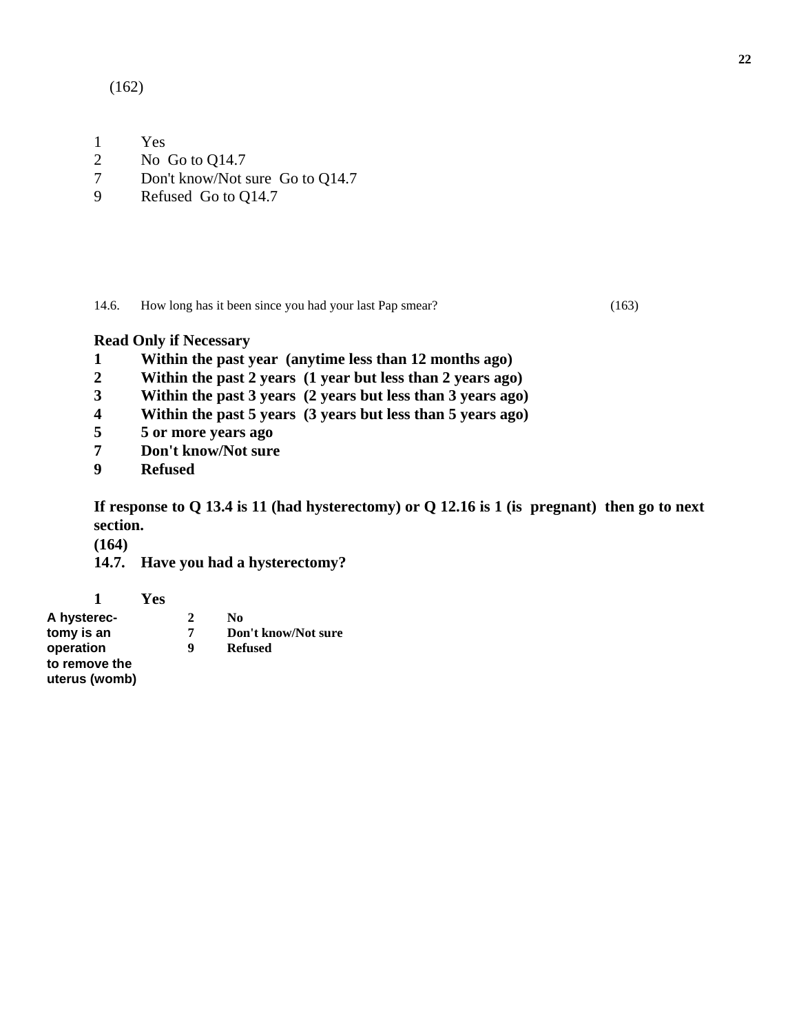(162)

1 Yes
2 No Go to Q14.7
7 Don't know/Not sure Go to Q14.7
9 Refused Go to Q14.7

14.6. How long has it been since you had your last Pap smear? (163)

**Read Only if Necessary**
**1 Within the past year (anytime less than 12 months ago)**
**2 Within the past 2 years (1 year but less than 2 years ago)**
**3 Within the past 3 years (2 years but less than 3 years ago)**
**4 Within the past 5 years (3 years but less than 5 years ago)**
**5 5 or more years ago**
**7 Don't know/Not sure**
**9 Refused**

**If response to Q 13.4 is 11 (had hysterectomy) or Q 12.16 is 1 (is pregnant) then go to next section.**
**(164)**
**14.7. Have you had a hysterectomy?**

**1 Yes**
**2 No**
**7 Don't know/Not sure**
**9 Refused**

**A hysterectomy is an operation to remove the uterus (womb)**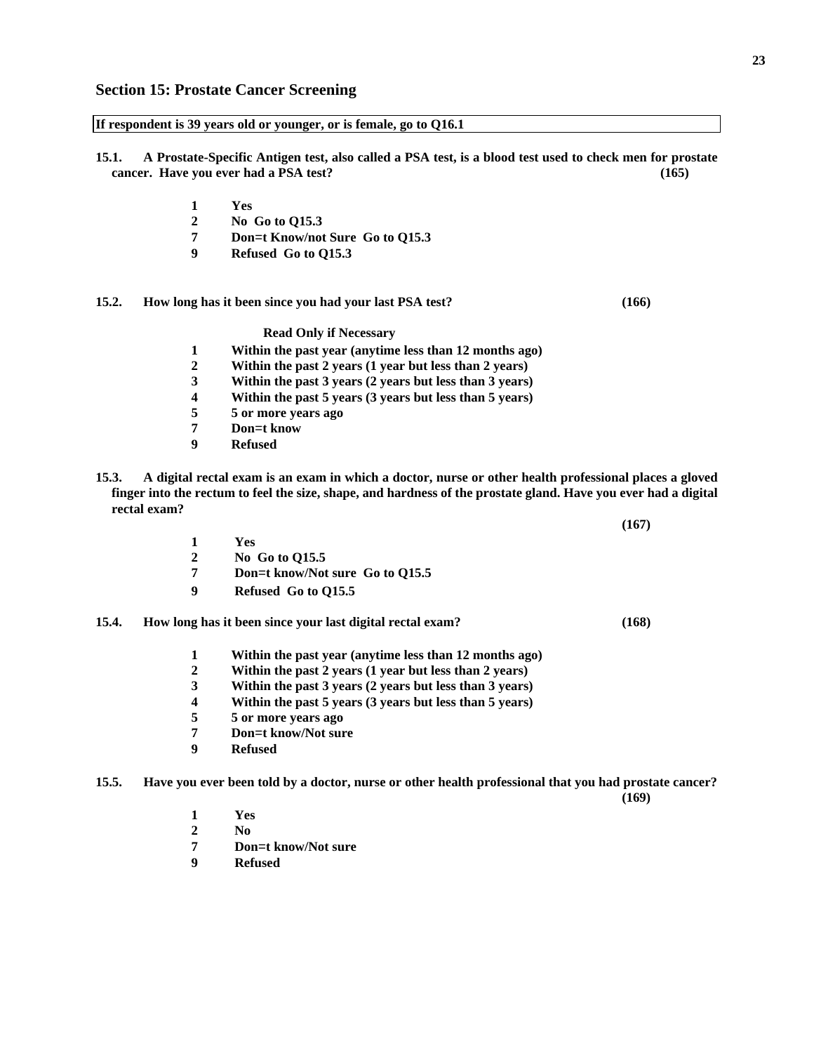## Section 15: Prostate Cancer Screening

**If respondent is 39 years old or younger, or is female, go to Q16.1**

**15.1. A Prostate-Specific Antigen test, also called a PSA test, is a blood test used to check men for prostate cancer. Have you ever had a PSA test? (165)**

- **1** Yes
- **2** No Go to Q15.3
- **7** Don=t Know/not Sure Go to Q15.3
- **9** Refused Go to Q15.3

**15.2. How long has it been since you had your last PSA test? (166)**

**Read Only if Necessary**

- **1** Within the past year (anytime less than 12 months ago)
- **2** Within the past 2 years (1 year but less than 2 years)
- **3** Within the past 3 years (2 years but less than 3 years)
- **4** Within the past 5 years (3 years but less than 5 years)
- **5** 5 or more years ago
- **7** Don=t know
- **9** Refused

**15.3. A digital rectal exam is an exam in which a doctor, nurse or other health professional places a gloved finger into the rectum to feel the size, shape, and hardness of the prostate gland. Have you ever had a digital rectal exam? (167)**

- **1** Yes
- **2** No Go to Q15.5
- **7** Don=t know/Not sure Go to Q15.5
- **9** Refused Go to Q15.5

**15.4. How long has it been since your last digital rectal exam? (168)**

- **1** Within the past year (anytime less than 12 months ago)
- **2** Within the past 2 years (1 year but less than 2 years)
- **3** Within the past 3 years (2 years but less than 3 years)
- **4** Within the past 5 years (3 years but less than 5 years)
- **5** 5 or more years ago
- **7** Don=t know/Not sure
- **9** Refused

**15.5. Have you ever been told by a doctor, nurse or other health professional that you had prostate cancer? (169)**

- **1** Yes
- **2** No
- **7** Don=t know/Not sure
- **9** Refused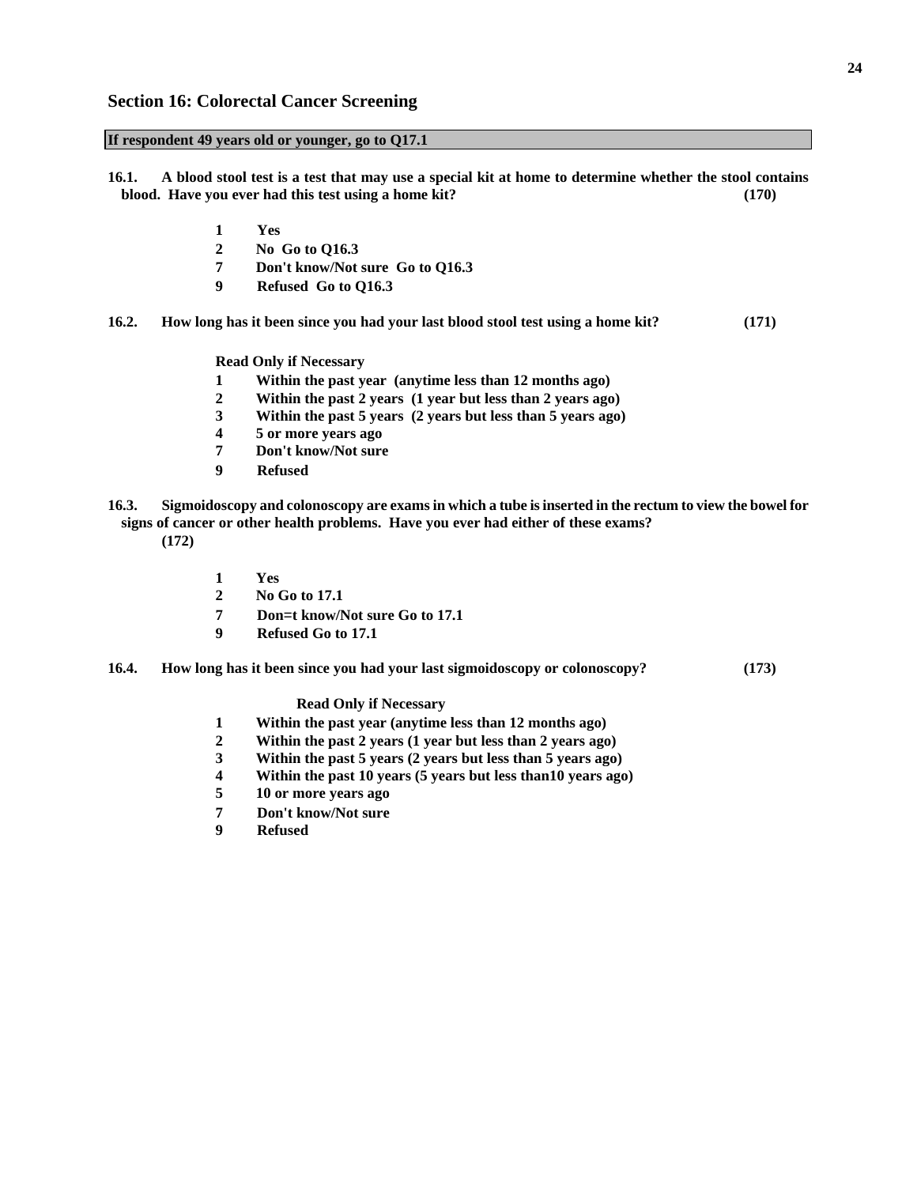## Section 16: Colorectal Cancer Screening

**If respondent 49 years old or younger, go to Q17.1**

**16.1. A blood stool test is a test that may use a special kit at home to determine whether the stool contains blood. Have you ever had this test using a home kit? (170)**

- **1 Yes**
- **2 No Go to Q16.3**
- **7 Don't know/Not sure Go to Q16.3**
- **9 Refused Go to Q16.3**

**16.2. How long has it been since you had your last blood stool test using a home kit? (171)**

**Read Only if Necessary**

- **1 Within the past year (anytime less than 12 months ago)**
- **2 Within the past 2 years (1 year but less than 2 years ago)**
- **3 Within the past 5 years (2 years but less than 5 years ago)**
- **4 5 or more years ago**
- **7 Don't know/Not sure**
- **9 Refused**

**16.3. Sigmoidoscopy and colonoscopy are exams in which a tube is inserted in the rectum to view the bowel for signs of cancer or other health problems. Have you ever had either of these exams? (172)**

- **1 Yes**
- **2 No Go to 17.1**
- **7 Don=t know/Not sure Go to 17.1**
- **9 Refused Go to 17.1**

**16.4. How long has it been since you had your last sigmoidoscopy or colonoscopy? (173)**

**Read Only if Necessary**

- **1 Within the past year (anytime less than 12 months ago)**
- **2 Within the past 2 years (1 year but less than 2 years ago)**
- **3 Within the past 5 years (2 years but less than 5 years ago)**
- **4 Within the past 10 years (5 years but less than10 years ago)**
- **5 10 or more years ago**
- **7 Don't know/Not sure**
- **9 Refused**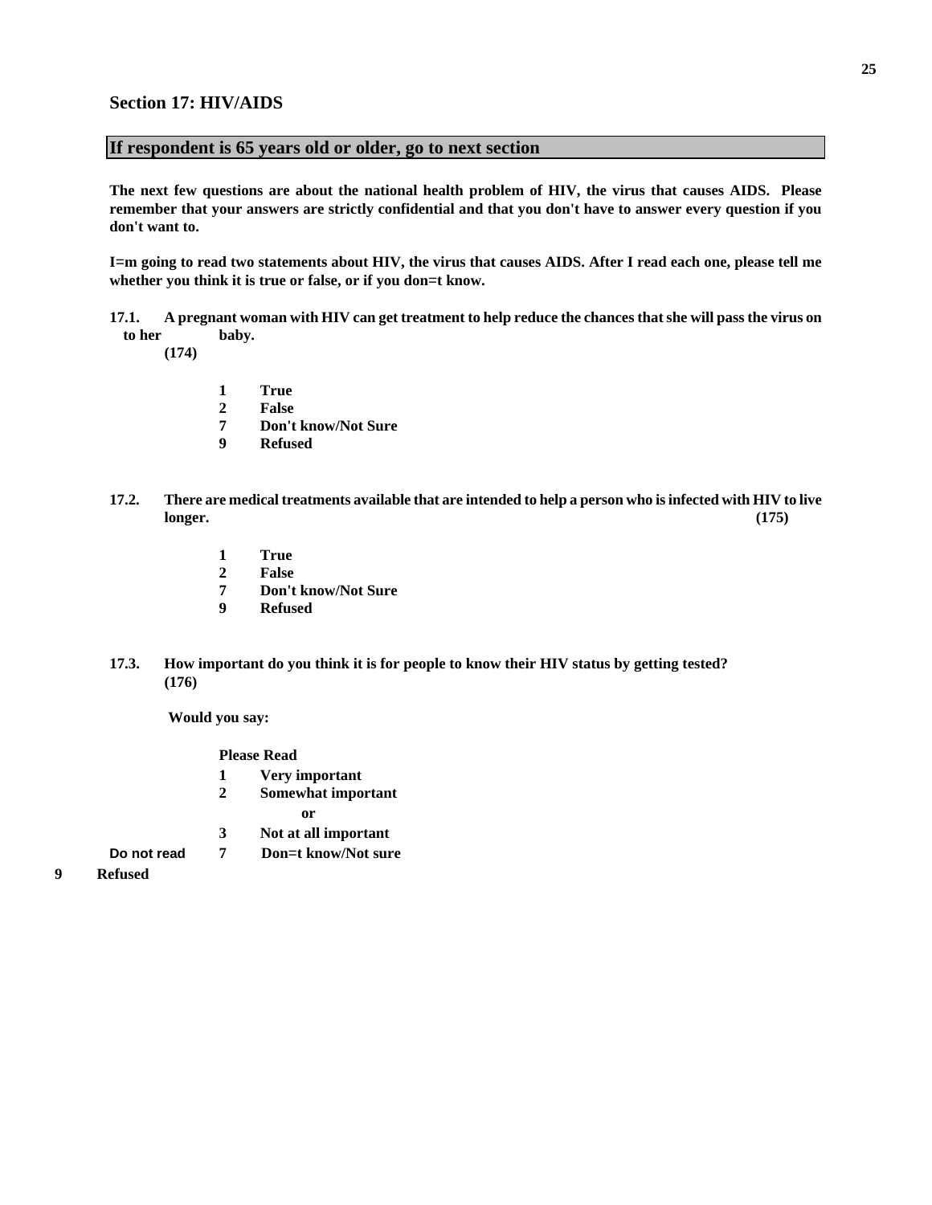## Section 17: HIV/AIDS

**If respondent is 65 years old or older, go to next section**

**The next few questions are about the national health problem of HIV, the virus that causes AIDS. Please remember that your answers are strictly confidential and that you don't have to answer every question if you don't want to.**

**I=m going to read two statements about HIV, the virus that causes AIDS. After I read each one, please tell me whether you think it is true or false, or if you don=t know.**

**17.1. A pregnant woman with HIV can get treatment to help reduce the chances that she will pass the virus on to her baby. (174)**

- **1 True**
- **2 False**
- **7 Don't know/Not Sure**
- **9 Refused**

**17.2. There are medical treatments available that are intended to help a person who is infected with HIV to live longer. (175)**

- **1 True**
- **2 False**
- **7 Don't know/Not Sure**
- **9 Refused**

**17.3. How important do you think it is for people to know their HIV status by getting tested? (176)**

**Would you say:**

**Please Read**

- **1 Very important**
- **2 Somewhat important**

  **or**

- **3 Not at all important**

**Do not read**

- **7 Don=t know/Not sure**
- **9 Refused**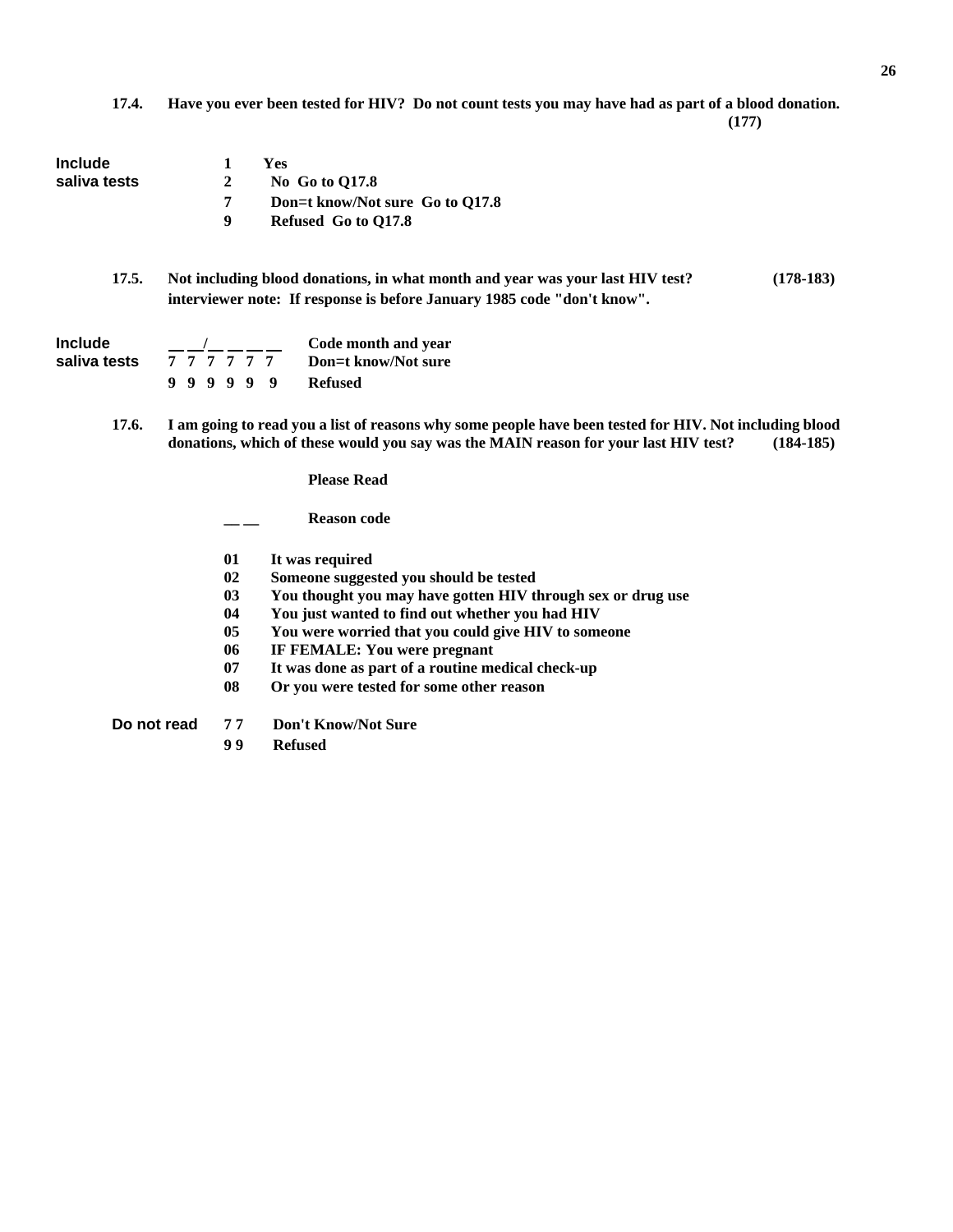**17.4. Have you ever been tested for HIV? Do not count tests you may have had as part of a blood donation.** **(177)**

Include saliva tests

1 **Yes**
2 **No Go to Q17.8**
7 **Don=t know/Not sure Go to Q17.8**
9 **Refused Go to Q17.8**

**17.5. Not including blood donations, in what month and year was your last HIV test?** **(178-183)**
**interviewer note: If response is before January 1985 code "don't know".**

Include saliva tests

__ __/__ __ __ __ **Code month and year**
**7 7 7 7 7 7 Don=t know/Not sure**
**9 9 9 9 9 9 Refused**

**17.6. I am going to read you a list of reasons why some people have been tested for HIV. Not including blood donations, which of these would you say was the MAIN reason for your last HIV test?** **(184-185)**

**Please Read**

__ __ **Reason code**

**01 It was required**
**02 Someone suggested you should be tested**
**03 You thought you may have gotten HIV through sex or drug use**
**04 You just wanted to find out whether you had HIV**
**05 You were worried that you could give HIV to someone**
**06 IF FEMALE: You were pregnant**
**07 It was done as part of a routine medical check-up**
**08 Or you were tested for some other reason**

Do not read

**7 7 Don't Know/Not Sure**
**9 9 Refused**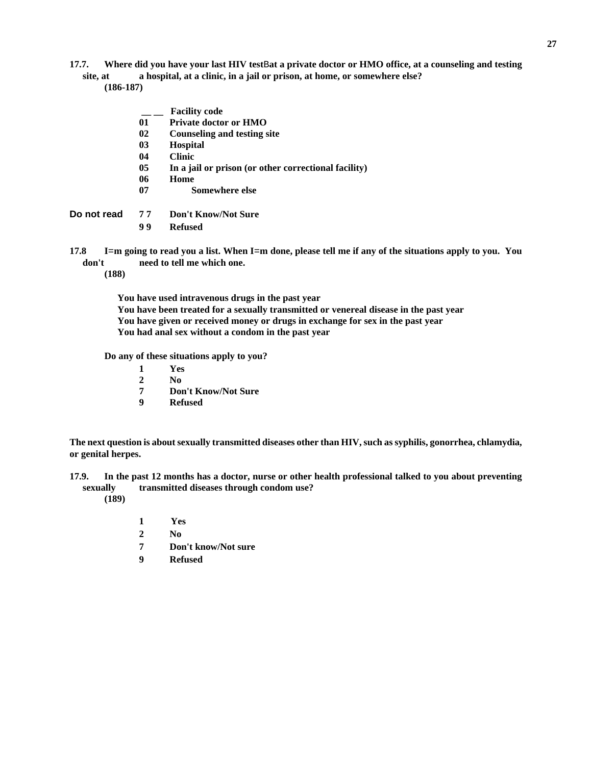**17.7. Where did you have your last HIV testBat a private doctor or HMO office, at a counseling and testing site, at a hospital, at a clinic, in a jail or prison, at home, or somewhere else?**
**(186-187)**

**\_\_ \_\_ Facility code**
**01 Private doctor or HMO**
**02 Counseling and testing site**
**03 Hospital**
**04 Clinic**
**05 In a jail or prison (or other correctional facility)**
**06 Home**
**07 Somewhere else**

**Do not read 7 7 Don't Know/Not Sure**
**9 9 Refused**

**17.8 I=m going to read you a list. When I=m done, please tell me if any of the situations apply to you. You don't need to tell me which one.**
**(188)**

**You have used intravenous drugs in the past year**
**You have been treated for a sexually transmitted or venereal disease in the past year**
**You have given or received money or drugs in exchange for sex in the past year**
**You had anal sex without a condom in the past year**

**Do any of these situations apply to you?**

**1 Yes**
**2 No**
**7 Don't Know/Not Sure**
**9 Refused**

**The next question is about sexually transmitted diseases other than HIV, such as syphilis, gonorrhea, chlamydia, or genital herpes.**

**17.9. In the past 12 months has a doctor, nurse or other health professional talked to you about preventing sexually transmitted diseases through condom use?**
**(189)**

**1 Yes**
**2 No**
**7 Don't know/Not sure**
**9 Refused**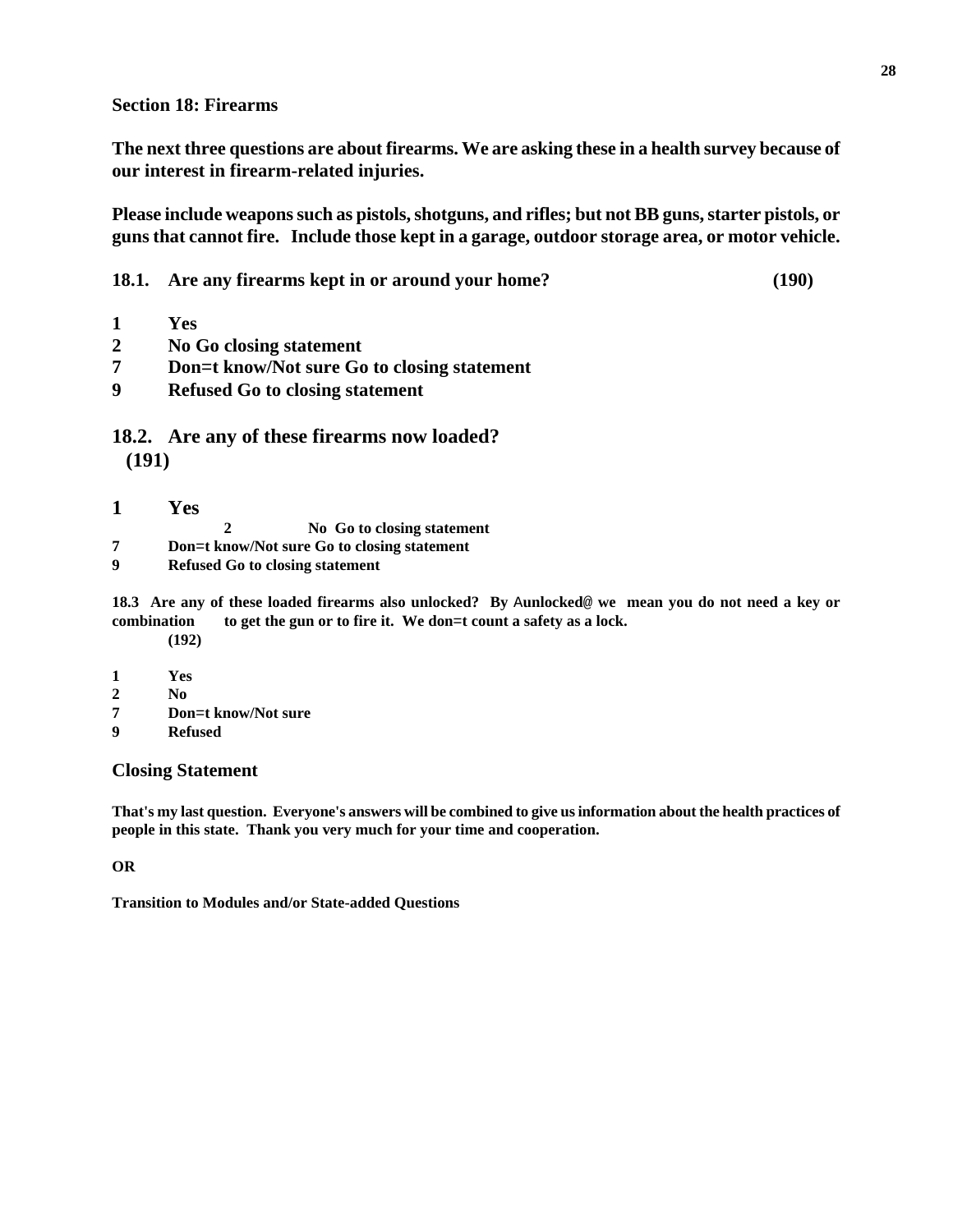## Section 18: Firearms

**The next three questions are about firearms. We are asking these in a health survey because of our interest in firearm-related injuries.**

**Please include weapons such as pistols, shotguns, and rifles; but not BB guns, starter pistols, or guns that cannot fire. Include those kept in a garage, outdoor storage area, or motor vehicle.**

**18.1. Are any firearms kept in or around your home? (190)**

**1 Yes**
**2 No Go closing statement**
**7 Don=t know/Not sure Go to closing statement**
**9 Refused Go to closing statement**

**18.2. Are any of these firearms now loaded? (191)**

**1 Yes**
**2 No Go to closing statement**
**7 Don=t know/Not sure Go to closing statement**
**9 Refused Go to closing statement**

**18.3 Are any of these loaded firearms also unlocked? By Aunlocked@ we mean you do not need a key or combination to get the gun or to fire it. We don=t count a safety as a lock. (192)**

**1 Yes**
**2 No**
**7 Don=t know/Not sure**
**9 Refused**

### Closing Statement

**That's my last question. Everyone's answers will be combined to give us information about the health practices of people in this state. Thank you very much for your time and cooperation.**

**OR**

**Transition to Modules and/or State-added Questions**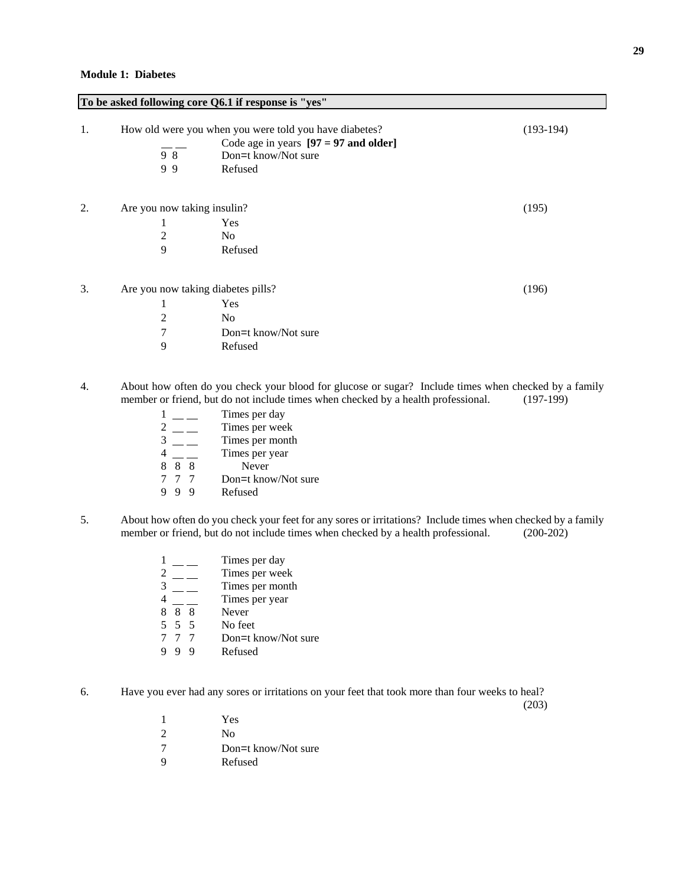**Module 1: Diabetes**

**To be asked following core Q6.1 if response is "yes"**

1. How old were you when you were told you have diabetes? (193-194)

   | | |
   |---|---|
   | __ __ | Code age in years **[97 = 97 and older]** |
   | 9 8 | Don=t know/Not sure |
   | 9 9 | Refused |

2. Are you now taking insulin? (195)

   | | |
   |---|---|
   | 1 | Yes |
   | 2 | No |
   | 9 | Refused |

3. Are you now taking diabetes pills? (196)

   | | |
   |---|---|
   | 1 | Yes |
   | 2 | No |
   | 7 | Don=t know/Not sure |
   | 9 | Refused |

4. About how often do you check your blood for glucose or sugar? Include times when checked by a family member or friend, but do not include times when checked by a health professional. (197-199)

   | | |
   |---|---|
   | 1 __ __ | Times per day |
   | 2 __ __ | Times per week |
   | 3 __ __ | Times per month |
   | 4 __ __ | Times per year |
   | 8 8 8 | Never |
   | 7 7 7 | Don=t know/Not sure |
   | 9 9 9 | Refused |

5. About how often do you check your feet for any sores or irritations? Include times when checked by a family member or friend, but do not include times when checked by a health professional. (200-202)

   | | |
   |---|---|
   | 1 __ __ | Times per day |
   | 2 __ __ | Times per week |
   | 3 __ __ | Times per month |
   | 4 __ __ | Times per year |
   | 8 8 8 | Never |
   | 5 5 5 | No feet |
   | 7 7 7 | Don=t know/Not sure |
   | 9 9 9 | Refused |

6. Have you ever had any sores or irritations on your feet that took more than four weeks to heal? (203)

   | | |
   |---|---|
   | 1 | Yes |
   | 2 | No |
   | 7 | Don=t know/Not sure |
   | 9 | Refused |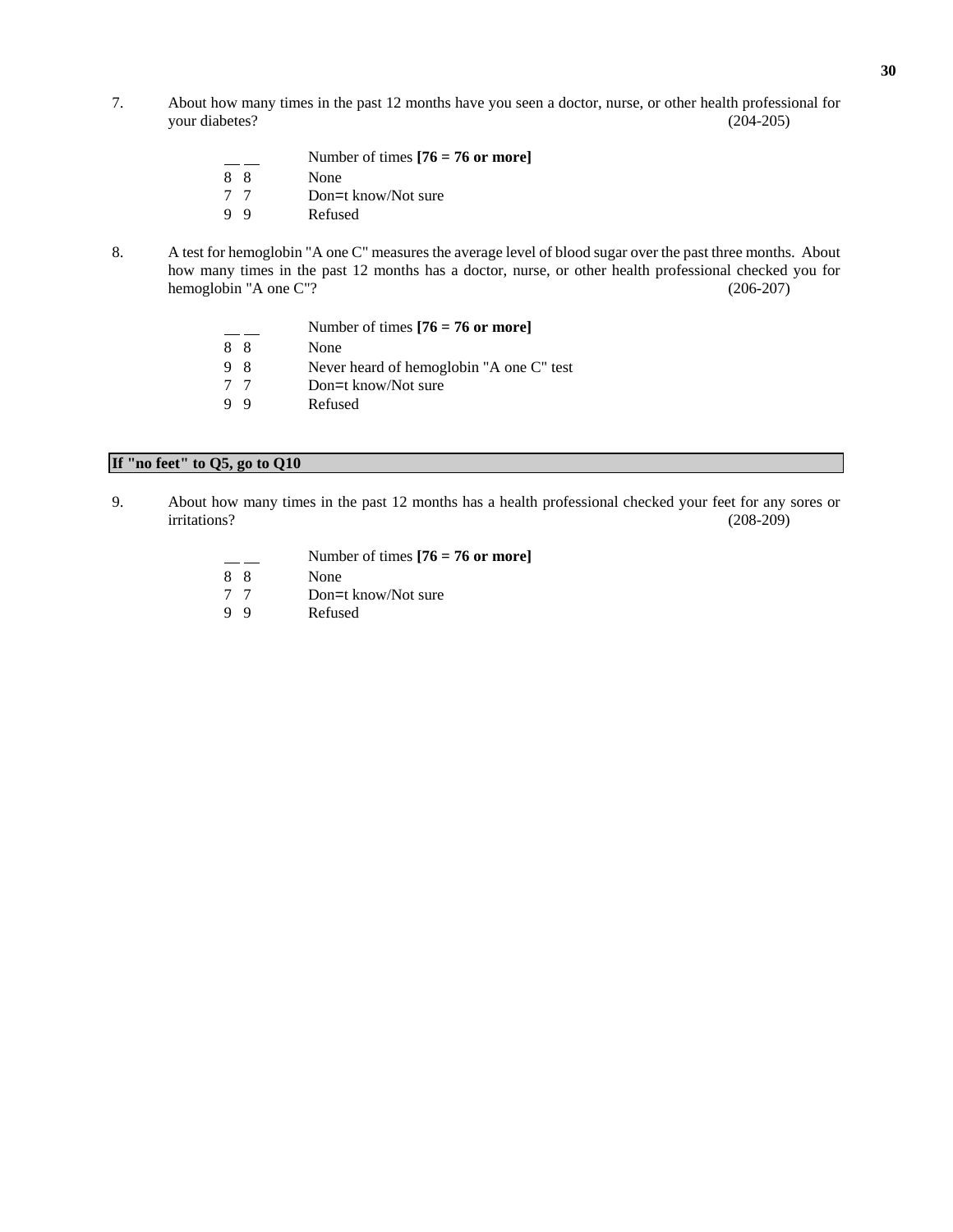7. About how many times in the past 12 months have you seen a doctor, nurse, or other health professional for your diabetes? (204-205)

| | |
|---|---|
| __ __ | Number of times **[76 = 76 or more]** |
| 8 8 | None |
| 7 7 | Don=t know/Not sure |
| 9 9 | Refused |

8. A test for hemoglobin "A one C" measures the average level of blood sugar over the past three months. About how many times in the past 12 months has a doctor, nurse, or other health professional checked you for hemoglobin "A one C"? (206-207)

| | |
|---|---|
| __ __ | Number of times **[76 = 76 or more]** |
| 8 8 | None |
| 9 8 | Never heard of hemoglobin "A one C" test |
| 7 7 | Don=t know/Not sure |
| 9 9 | Refused |

**If "no feet" to Q5, go to Q10**

9. About how many times in the past 12 months has a health professional checked your feet for any sores or irritations? (208-209)

| | |
|---|---|
| __ __ | Number of times **[76 = 76 or more]** |
| 8 8 | None |
| 7 7 | Don=t know/Not sure |
| 9 9 | Refused |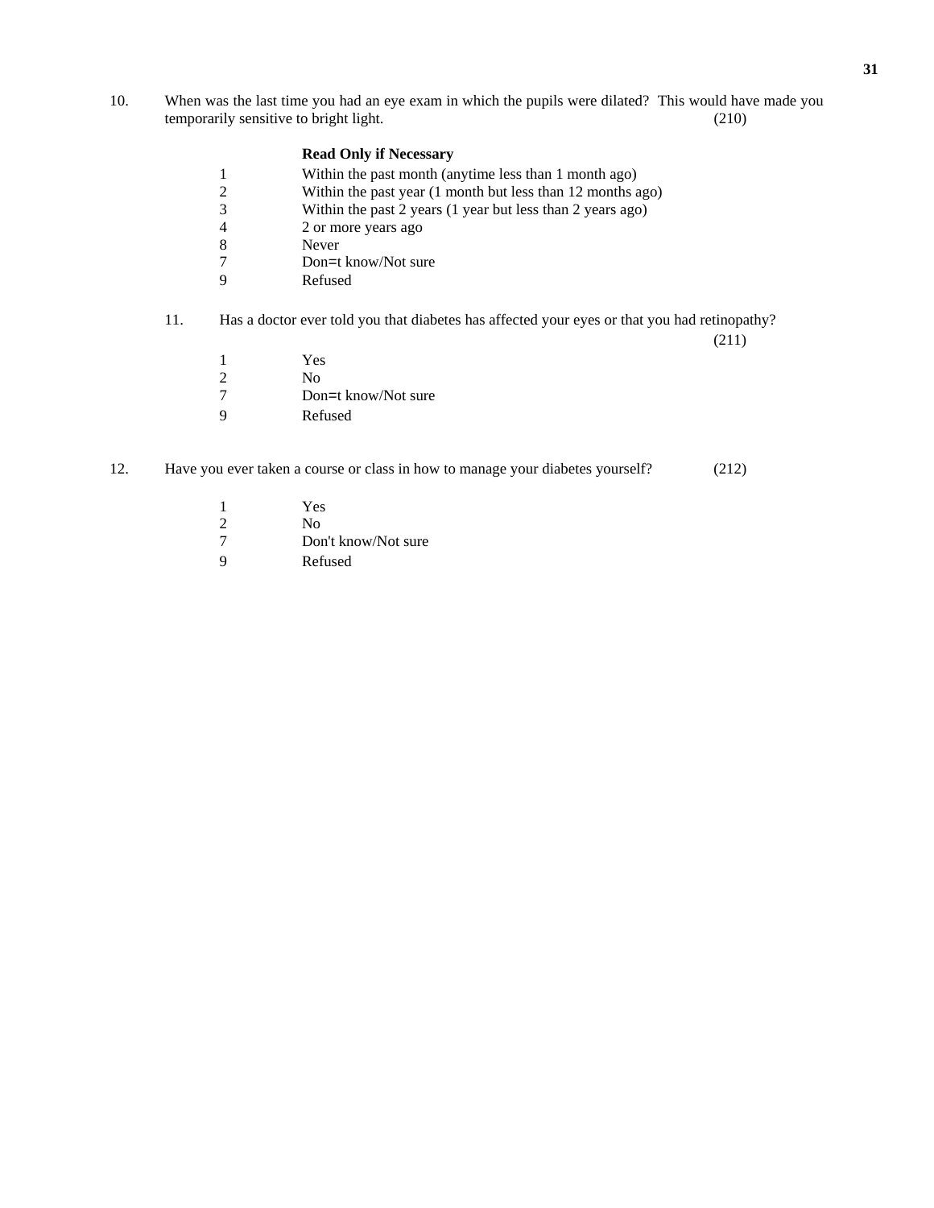10. When was the last time you had an eye exam in which the pupils were dilated? This would have made you temporarily sensitive to bright light. (210)

**Read Only if Necessary**

1 Within the past month (anytime less than 1 month ago)
2 Within the past year (1 month but less than 12 months ago)
3 Within the past 2 years (1 year but less than 2 years ago)
4 2 or more years ago
8 Never
7 Don=t know/Not sure
9 Refused

11. Has a doctor ever told you that diabetes has affected your eyes or that you had retinopathy? (211)

1 Yes
2 No
7 Don=t know/Not sure
9 Refused

12. Have you ever taken a course or class in how to manage your diabetes yourself? (212)

1 Yes
2 No
7 Don't know/Not sure
9 Refused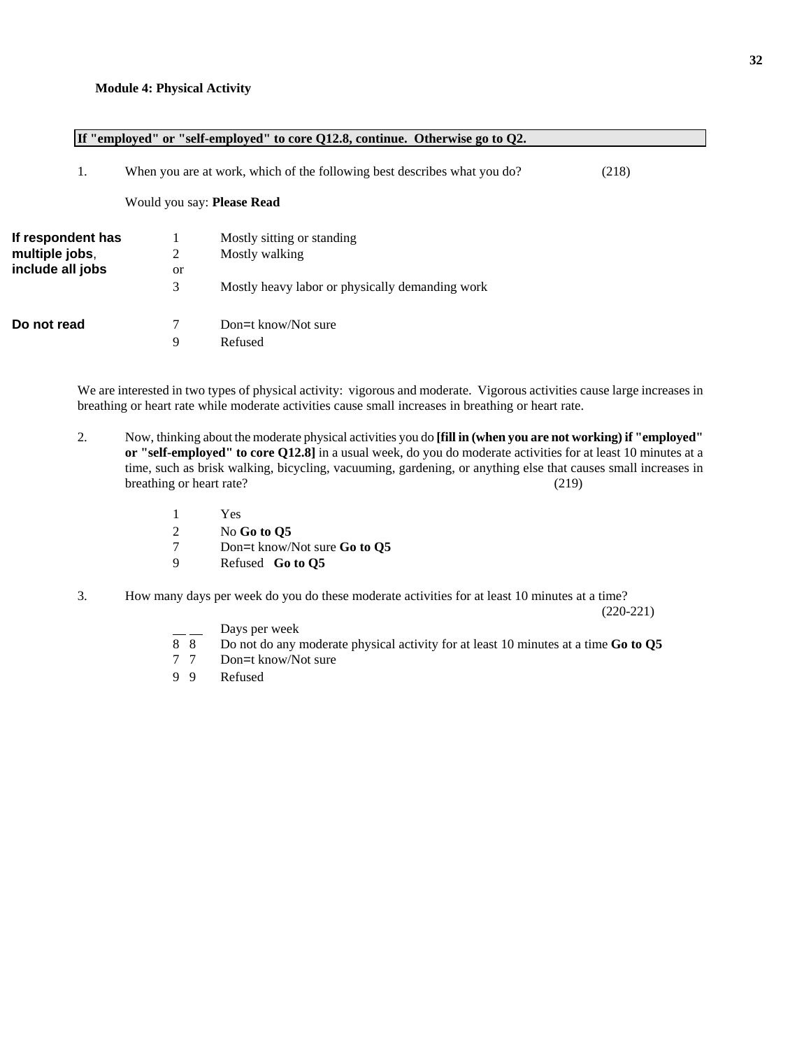**Module 4: Physical Activity**

**If "employed" or "self-employed" to core Q12.8, continue. Otherwise go to Q2.**

1. When you are at work, which of the following best describes what you do? (218)

   Would you say: **Please Read**

**If respondent has multiple jobs, include all jobs**

1 Mostly sitting or standing
2 Mostly walking
or
3 Mostly heavy labor or physically demanding work

**Do not read**

7 Don=t know/Not sure
9 Refused

We are interested in two types of physical activity: vigorous and moderate. Vigorous activities cause large increases in breathing or heart rate while moderate activities cause small increases in breathing or heart rate.

2. Now, thinking about the moderate physical activities you do **[fill in (when you are not working) if "employed" or "self-employed" to core Q12.8]** in a usual week, do you do moderate activities for at least 10 minutes at a time, such as brisk walking, bicycling, vacuuming, gardening, or anything else that causes small increases in breathing or heart rate? (219)

   1 Yes
   2 No **Go to Q5**
   7 Don=t know/Not sure **Go to Q5**
   9 Refused **Go to Q5**

3. How many days per week do you do these moderate activities for at least 10 minutes at a time? (220-221)

   __ __ Days per week
   8 8 Do not do any moderate physical activity for at least 10 minutes at a time **Go to Q5**
   7 7 Don=t know/Not sure
   9 9 Refused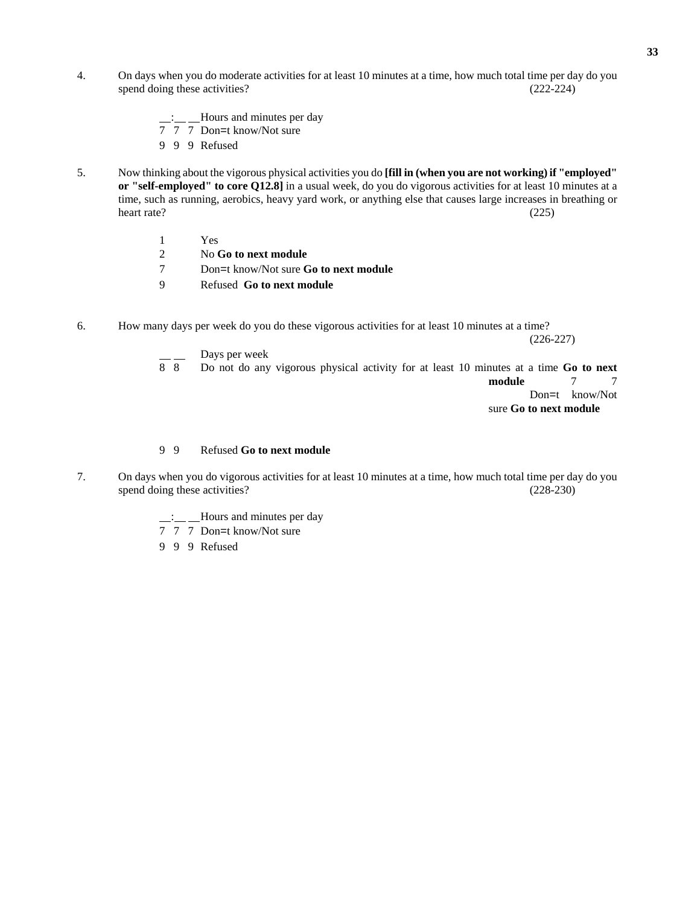4. On days when you do moderate activities for at least 10 minutes at a time, how much total time per day do you spend doing these activities? (222-224)

   __:__ __Hours and minutes per day
   7 7 7 Don=t know/Not sure
   9 9 9 Refused

5. Now thinking about the vigorous physical activities you do **[fill in (when you are not working) if "employed" or "self-employed" to core Q12.8]** in a usual week, do you do vigorous activities for at least 10 minutes at a time, such as running, aerobics, heavy yard work, or anything else that causes large increases in breathing or heart rate? (225)

   1 Yes
   2 No **Go to next module**
   7 Don=t know/Not sure **Go to next module**
   9 Refused **Go to next module**

6. How many days per week do you do these vigorous activities for at least 10 minutes at a time? (226-227)

   __ __ Days per week
   8 8 Do not do any vigorous physical activity for at least 10 minutes at a time **Go to next module**
   7 7 Don=t know/Not sure **Go to next module**
   9 9 Refused **Go to next module**

7. On days when you do vigorous activities for at least 10 minutes at a time, how much total time per day do you spend doing these activities? (228-230)

   __:__ __Hours and minutes per day
   7 7 7 Don=t know/Not sure
   9 9 9 Refused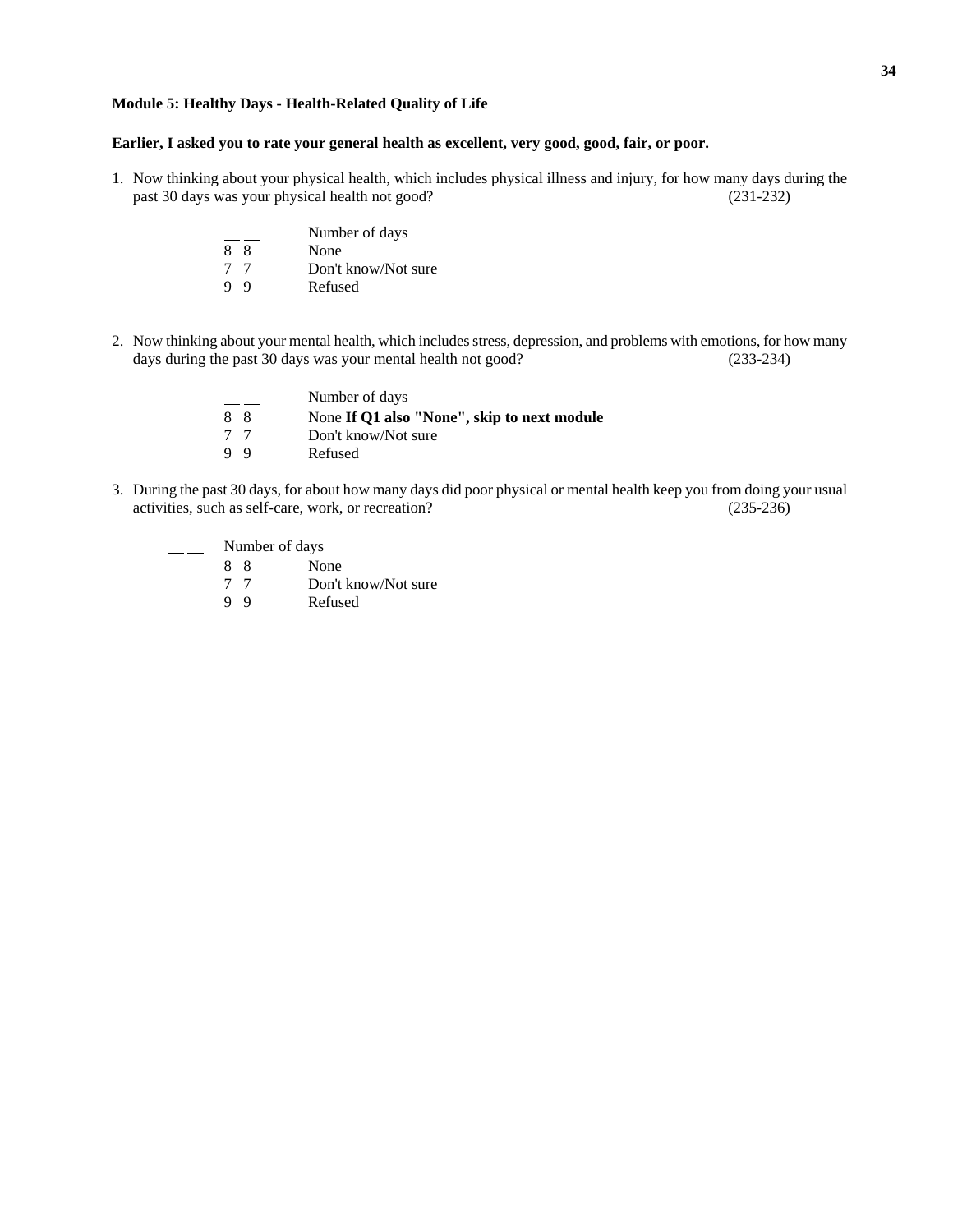**Module 5: Healthy Days - Health-Related Quality of Life**

**Earlier, I asked you to rate your general health as excellent, very good, good, fair, or poor.**

1. Now thinking about your physical health, which includes physical illness and injury, for how many days during the past 30 days was your physical health not good? (231-232)

   __ __ Number of days
   8 8 None
   7 7 Don't know/Not sure
   9 9 Refused

2. Now thinking about your mental health, which includes stress, depression, and problems with emotions, for how many days during the past 30 days was your mental health not good? (233-234)

   __ __ Number of days
   8 8 None **If Q1 also "None", skip to next module**
   7 7 Don't know/Not sure
   9 9 Refused

3. During the past 30 days, for about how many days did poor physical or mental health keep you from doing your usual activities, such as self-care, work, or recreation? (235-236)

   __ __ Number of days
   8 8 None
   7 7 Don't know/Not sure
   9 9 Refused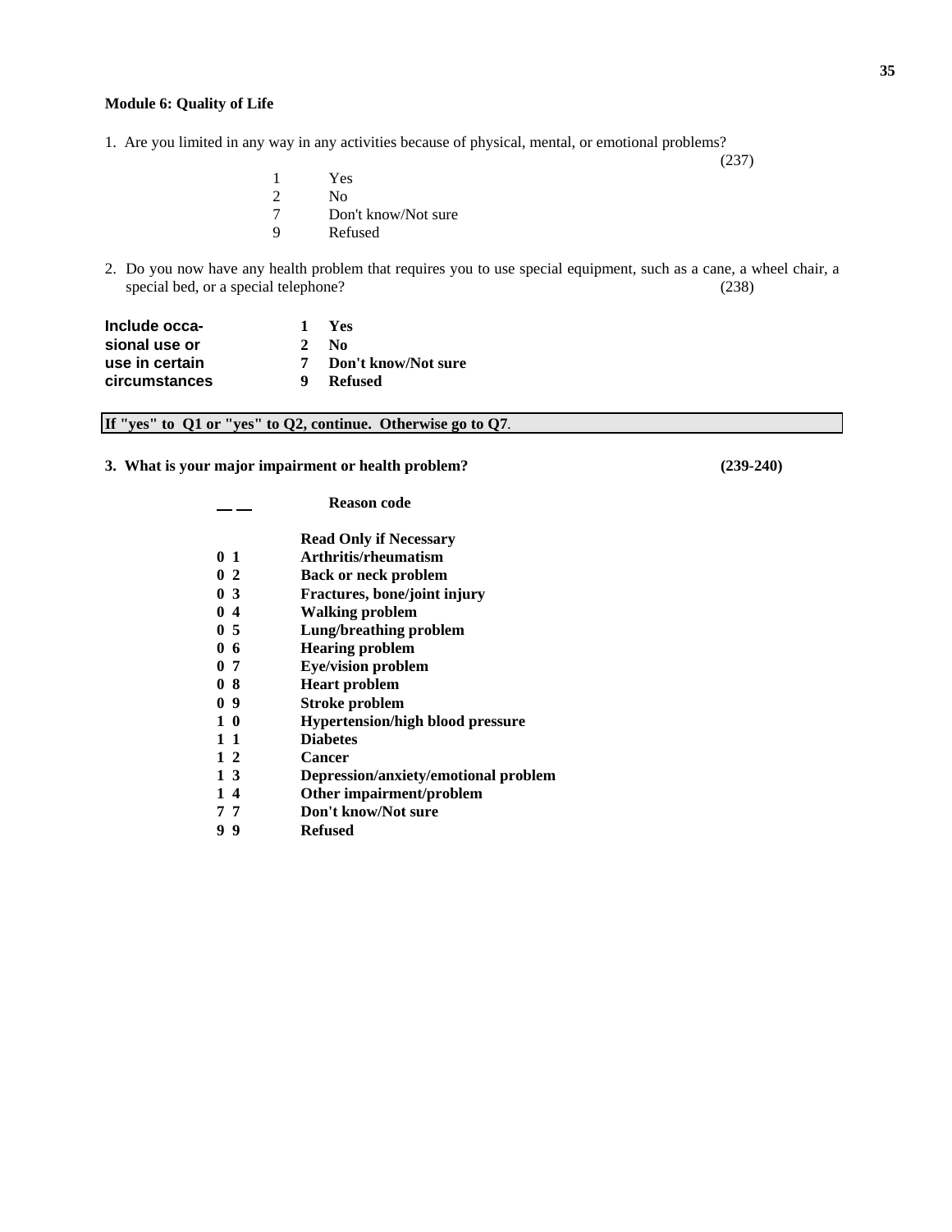**Module 6: Quality of Life**

1. Are you limited in any way in any activities because of physical, mental, or emotional problems?

(237)

1 Yes
2 No
7 Don't know/Not sure
9 Refused

2. Do you now have any health problem that requires you to use special equipment, such as a cane, a wheel chair, a special bed, or a special telephone? (238)

**Include occasional use or use in certain circumstances**

**1 Yes**
**2 No**
**7 Don't know/Not sure**
**9 Refused**

**If "yes" to Q1 or "yes" to Q2, continue. Otherwise go to Q7**.

**3. What is your major impairment or health problem? (239-240)**

__ __ **Reason code**

**Read Only if Necessary**

**0 1 Arthritis/rheumatism**
**0 2 Back or neck problem**
**0 3 Fractures, bone/joint injury**
**0 4 Walking problem**
**0 5 Lung/breathing problem**
**0 6 Hearing problem**
**0 7 Eye/vision problem**
**0 8 Heart problem**
**0 9 Stroke problem**
**1 0 Hypertension/high blood pressure**
**1 1 Diabetes**
**1 2 Cancer**
**1 3 Depression/anxiety/emotional problem**
**1 4 Other impairment/problem**
**7 7 Don't know/Not sure**
**9 9 Refused**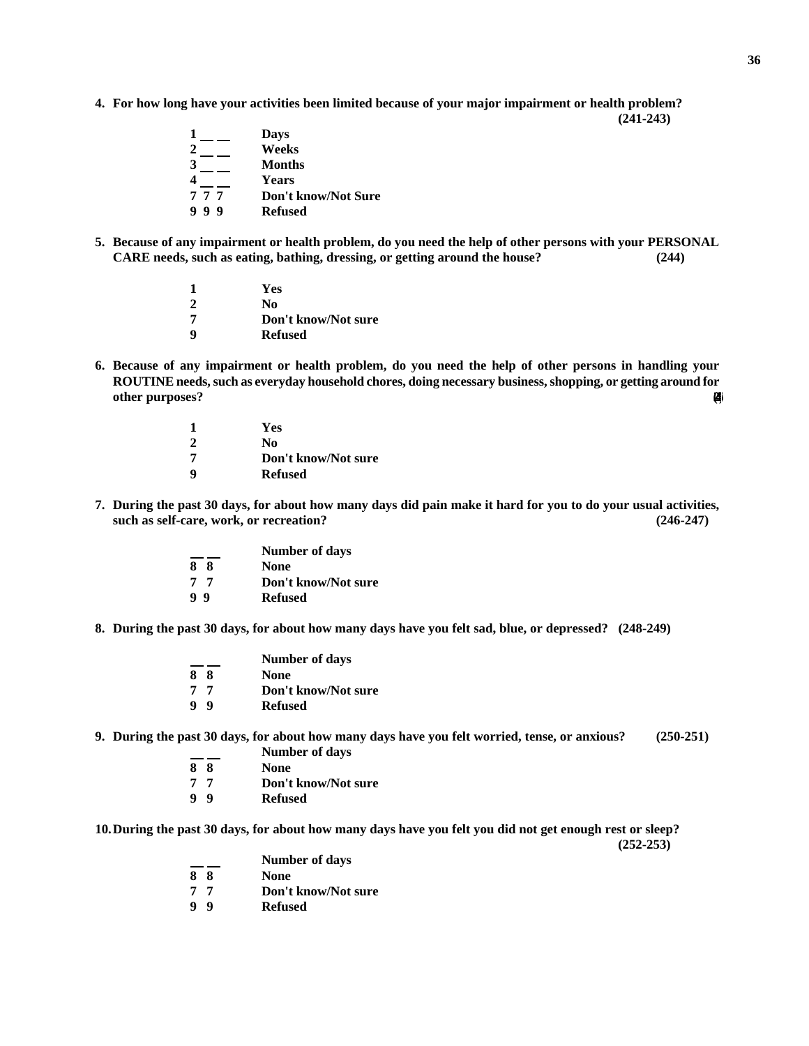**4. For how long have your activities been limited because of your major impairment or health problem? (241-243)**

| | |
|---|---|
| 1 __ __ | Days |
| 2 __ __ | Weeks |
| 3 __ __ | Months |
| 4 __ __ | Years |
| 7 7 7 | Don't know/Not Sure |
| 9 9 9 | Refused |

**5. Because of any impairment or health problem, do you need the help of other persons with your PERSONAL CARE needs, such as eating, bathing, dressing, or getting around the house? (244)**

| | |
|---|---|
| 1 | Yes |
| 2 | No |
| 7 | Don't know/Not sure |
| 9 | Refused |

**6. Because of any impairment or health problem, do you need the help of other persons in handling your ROUTINE needs, such as everyday household chores, doing necessary business, shopping, or getting around for other purposes? (245)**

| | |
|---|---|
| 1 | Yes |
| 2 | No |
| 7 | Don't know/Not sure |
| 9 | Refused |

**7. During the past 30 days, for about how many days did pain make it hard for you to do your usual activities, such as self-care, work, or recreation? (246-247)**

| | |
|---|---|
| __ __ | Number of days |
| 8 8 | None |
| 7 7 | Don't know/Not sure |
| 9 9 | Refused |

**8. During the past 30 days, for about how many days have you felt sad, blue, or depressed? (248-249)**

| | |
|---|---|
| __ __ | Number of days |
| 8 8 | None |
| 7 7 | Don't know/Not sure |
| 9 9 | Refused |

**9. During the past 30 days, for about how many days have you felt worried, tense, or anxious? (250-251)**

| | |
|---|---|
| __ __ | Number of days |
| 8 8 | None |
| 7 7 | Don't know/Not sure |
| 9 9 | Refused |

**10. During the past 30 days, for about how many days have you felt you did not get enough rest or sleep? (252-253)**

| | |
|---|---|
| __ __ | Number of days |
| 8 8 | None |
| 7 7 | Don't know/Not sure |
| 9 9 | Refused |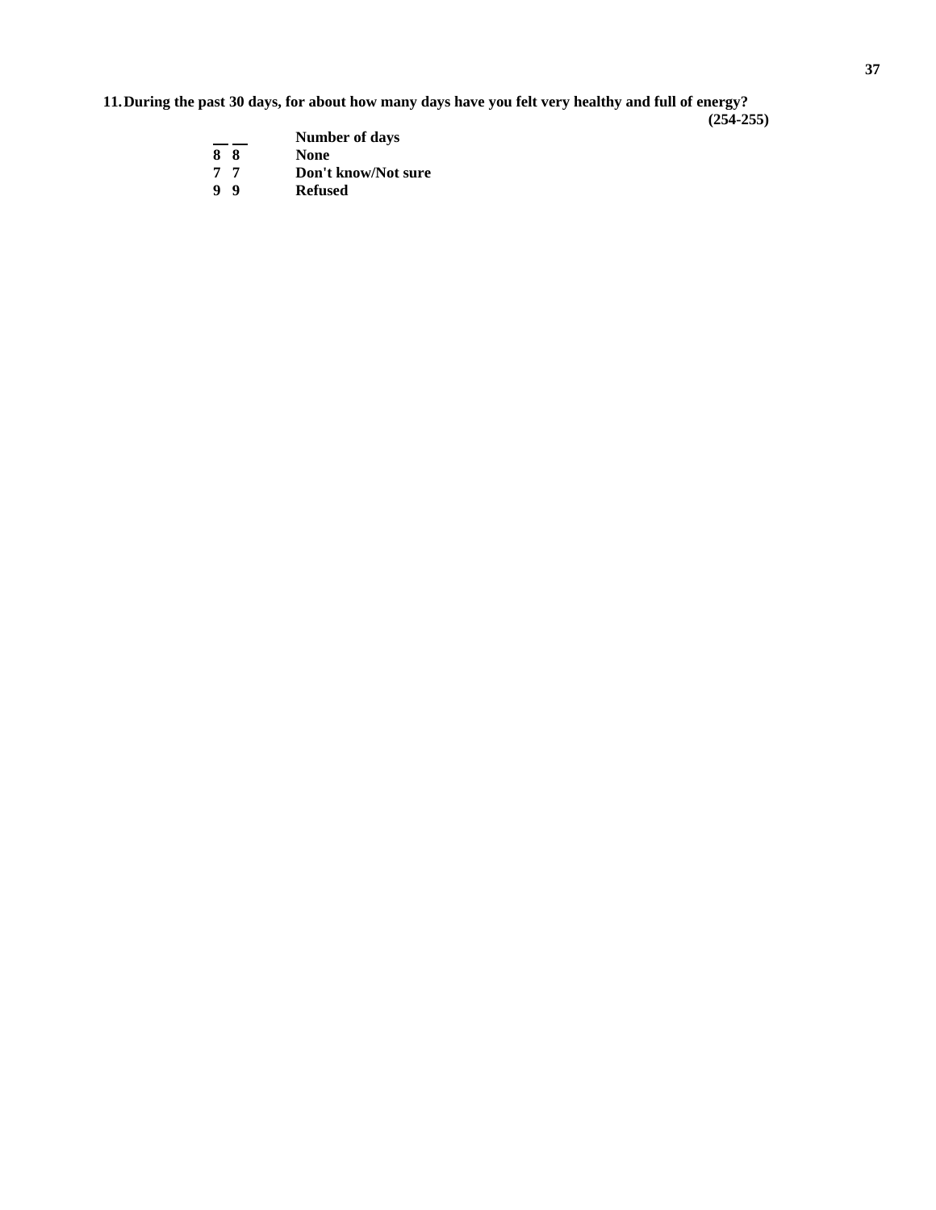**11. During the past 30 days, for about how many days have you felt very healthy and full of energy?**

**(254-255)**

| | |
|---|---|
| **\_ \_** | **Number of days** |
| **8 8** | **None** |
| **7 7** | **Don't know/Not sure** |
| **9 9** | **Refused** |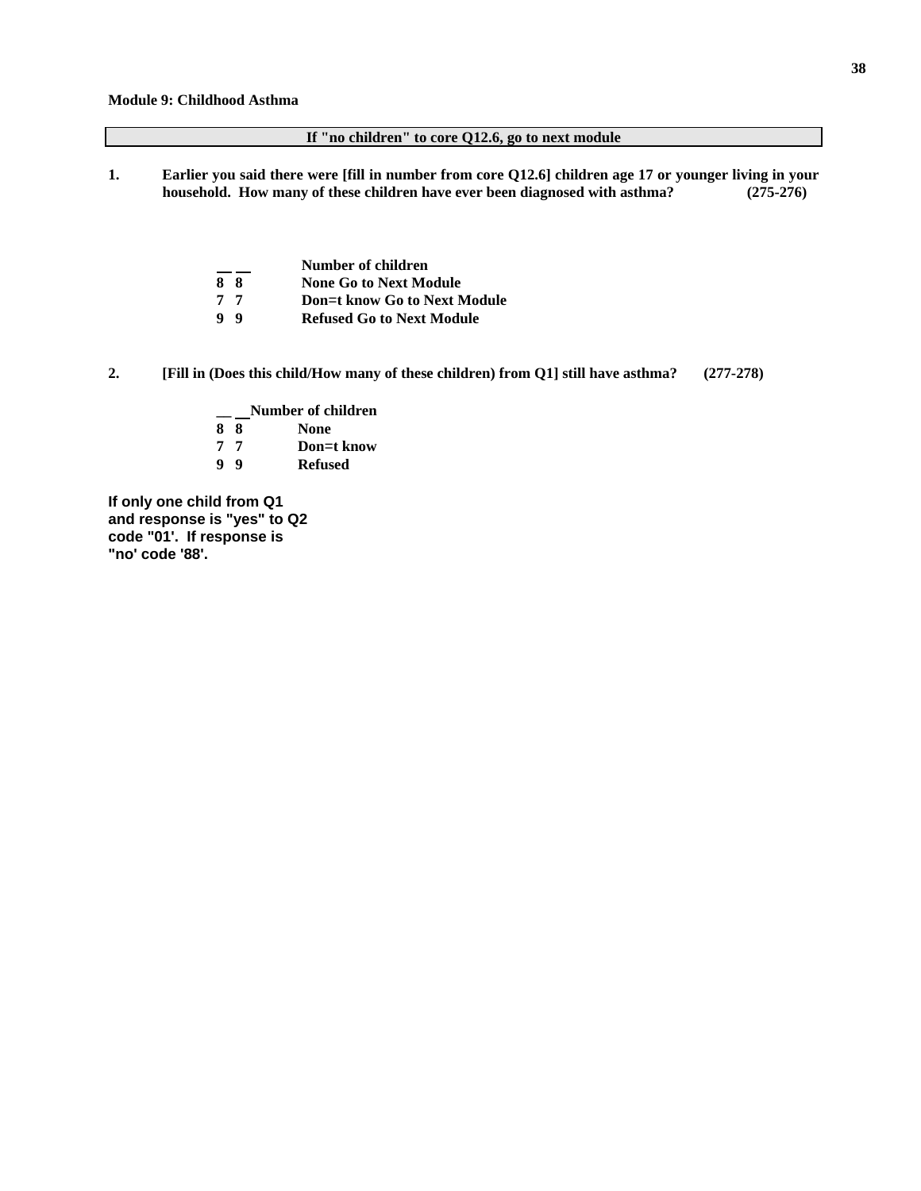**Module 9: Childhood Asthma**

| If "no children" to core Q12.6, go to next module |
|---|

1. **Earlier you said there were [fill in number from core Q12.6] children age 17 or younger living in your household. How many of these children have ever been diagnosed with asthma?** (275-276)

   | | |
   |---|---|
   | __ __ | Number of children |
   | 8 8 | None Go to Next Module |
   | 7 7 | Don=t know Go to Next Module |
   | 9 9 | Refused Go to Next Module |

2. **[Fill in (Does this child/How many of these children) from Q1] still have asthma?** (277-278)

   | | |
   |---|---|
   | __ __ | Number of children |
   | 8 8 | None |
   | 7 7 | Don=t know |
   | 9 9 | Refused |

**If only one child from Q1 and response is "yes" to Q2 code "01'. If response is "no' code '88'.**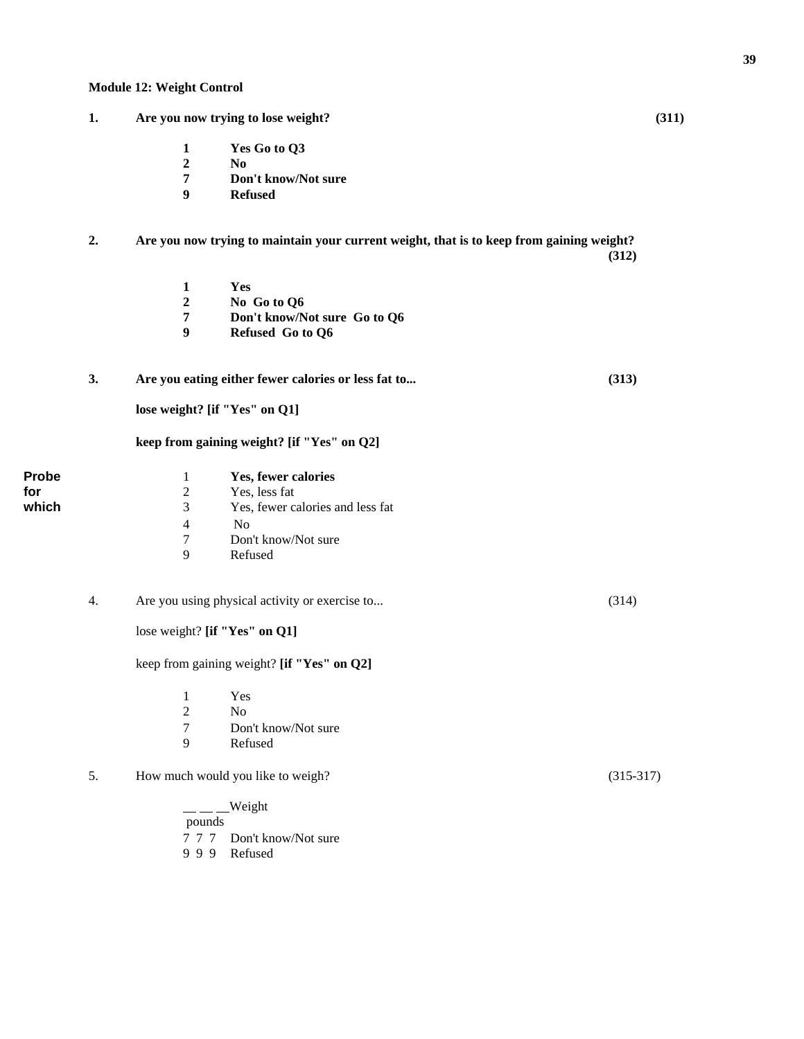**Module 12: Weight Control**

**1. Are you now trying to lose weight? (311)**

**1 Yes Go to Q3**
**2 No**
**7 Don't know/Not sure**
**9 Refused**

**2. Are you now trying to maintain your current weight, that is to keep from gaining weight? (312)**

**1 Yes**
**2 No Go to Q6**
**7 Don't know/Not sure Go to Q6**
**9 Refused Go to Q6**

**3. Are you eating either fewer calories or less fat to... (313)**

**lose weight? [if "Yes" on Q1]**

**keep from gaining weight? [if "Yes" on Q2]**

**Probe for which**

1 **Yes, fewer calories**
2 Yes, less fat
3 Yes, fewer calories and less fat
4 No
7 Don't know/Not sure
9 Refused

4. Are you using physical activity or exercise to... (314)

lose weight? **[if "Yes" on Q1]**

keep from gaining weight? **[if "Yes" on Q2]**

1 Yes
2 No
7 Don't know/Not sure
9 Refused

5. How much would you like to weigh? (315-317)

__ __ __Weight pounds
7 7 7 Don't know/Not sure
9 9 9 Refused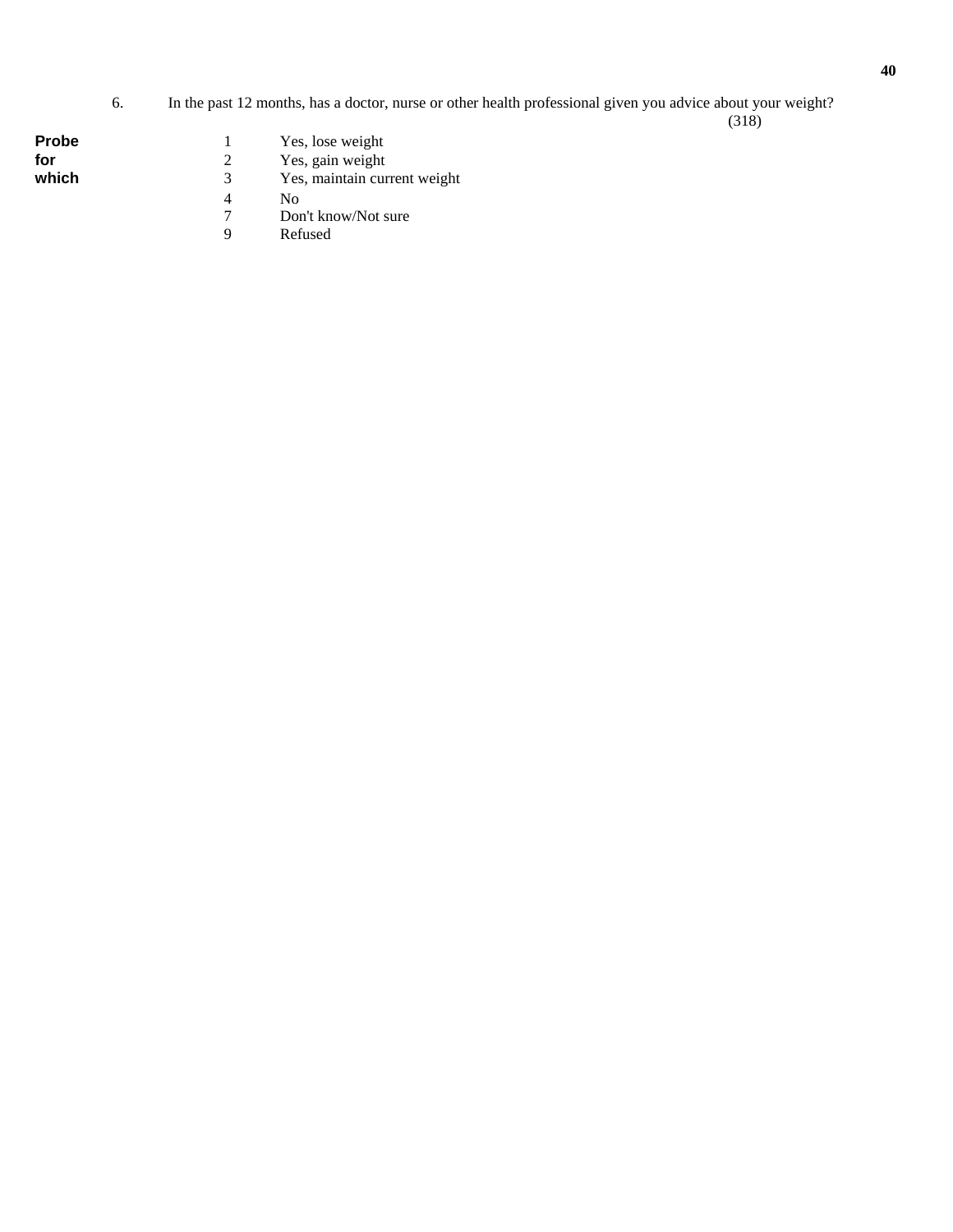6. In the past 12 months, has a doctor, nurse or other health professional given you advice about your weight?

(318)

**Probe for which**

1 Yes, lose weight
2 Yes, gain weight
3 Yes, maintain current weight
4 No
7 Don't know/Not sure
9 Refused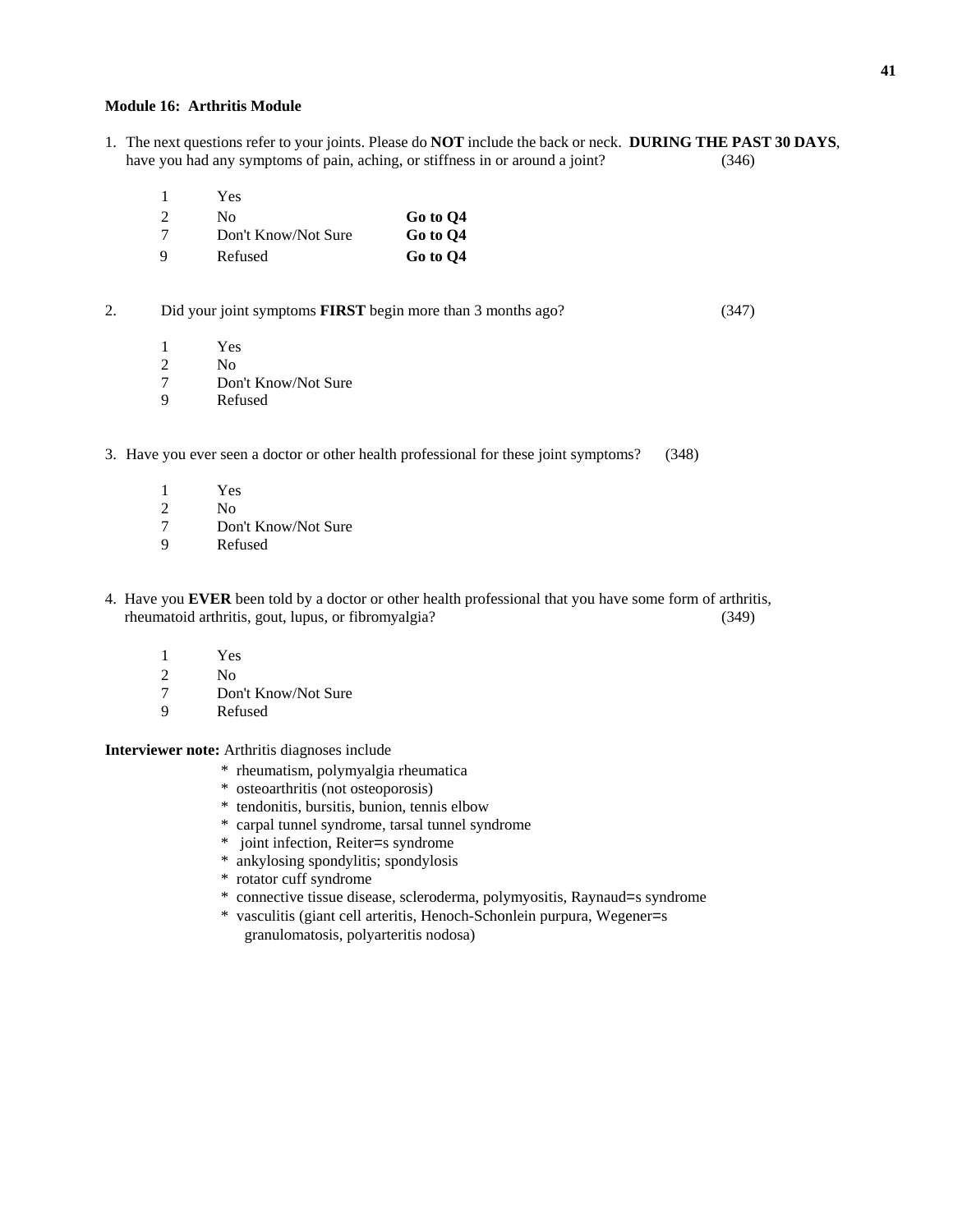**Module 16: Arthritis Module**

1. The next questions refer to your joints. Please do **NOT** include the back or neck. **DURING THE PAST 30 DAYS**, have you had any symptoms of pain, aching, or stiffness in or around a joint? (346)

| | | |
|---|---|---|
| 1 | Yes | |
| 2 | No | **Go to Q4** |
| 7 | Don't Know/Not Sure | **Go to Q4** |
| 9 | Refused | **Go to Q4** |

2. Did your joint symptoms **FIRST** begin more than 3 months ago? (347)

   1 Yes
   2 No
   7 Don't Know/Not Sure
   9 Refused

3. Have you ever seen a doctor or other health professional for these joint symptoms? (348)

   1 Yes
   2 No
   7 Don't Know/Not Sure
   9 Refused

4. Have you **EVER** been told by a doctor or other health professional that you have some form of arthritis, rheumatoid arthritis, gout, lupus, or fibromyalgia? (349)

   1 Yes
   2 No
   7 Don't Know/Not Sure
   9 Refused

**Interviewer note:** Arthritis diagnoses include

* rheumatism, polymyalgia rheumatica
* osteoarthritis (not osteoporosis)
* tendonitis, bursitis, bunion, tennis elbow
* carpal tunnel syndrome, tarsal tunnel syndrome
* joint infection, Reiter=s syndrome
* ankylosing spondylitis; spondylosis
* rotator cuff syndrome
* connective tissue disease, scleroderma, polymyositis, Raynaud=s syndrome
* vasculitis (giant cell arteritis, Henoch-Schonlein purpura, Wegener=s granulomatosis, polyarteritis nodosa)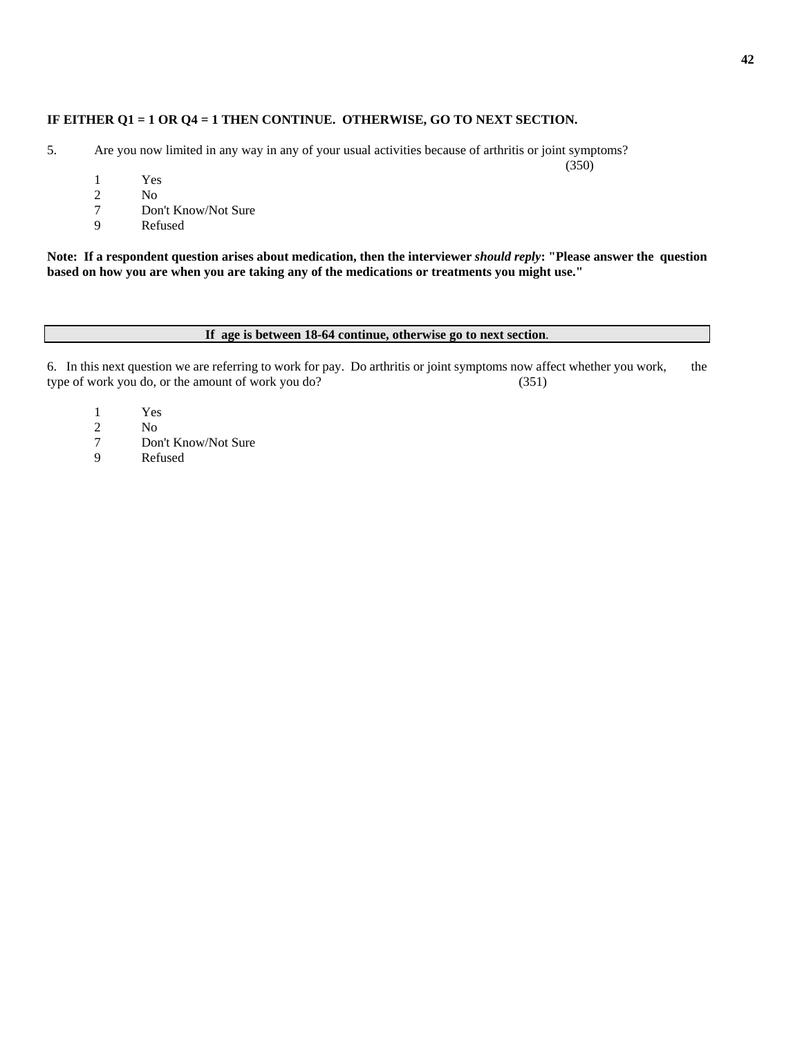**IF EITHER Q1 = 1 OR Q4 = 1 THEN CONTINUE. OTHERWISE, GO TO NEXT SECTION.**

5. Are you now limited in any way in any of your usual activities because of arthritis or joint symptoms? (350)

1 Yes
2 No
7 Don't Know/Not Sure
9 Refused

**Note: If a respondent question arises about medication, then the interviewer *should reply*: "Please answer the question based on how you are when you are taking any of the medications or treatments you might use."**

**If age is between 18-64 continue, otherwise go to next section**.

6. In this next question we are referring to work for pay. Do arthritis or joint symptoms now affect whether you work, the type of work you do, or the amount of work you do? (351)

1 Yes
2 No
7 Don't Know/Not Sure
9 Refused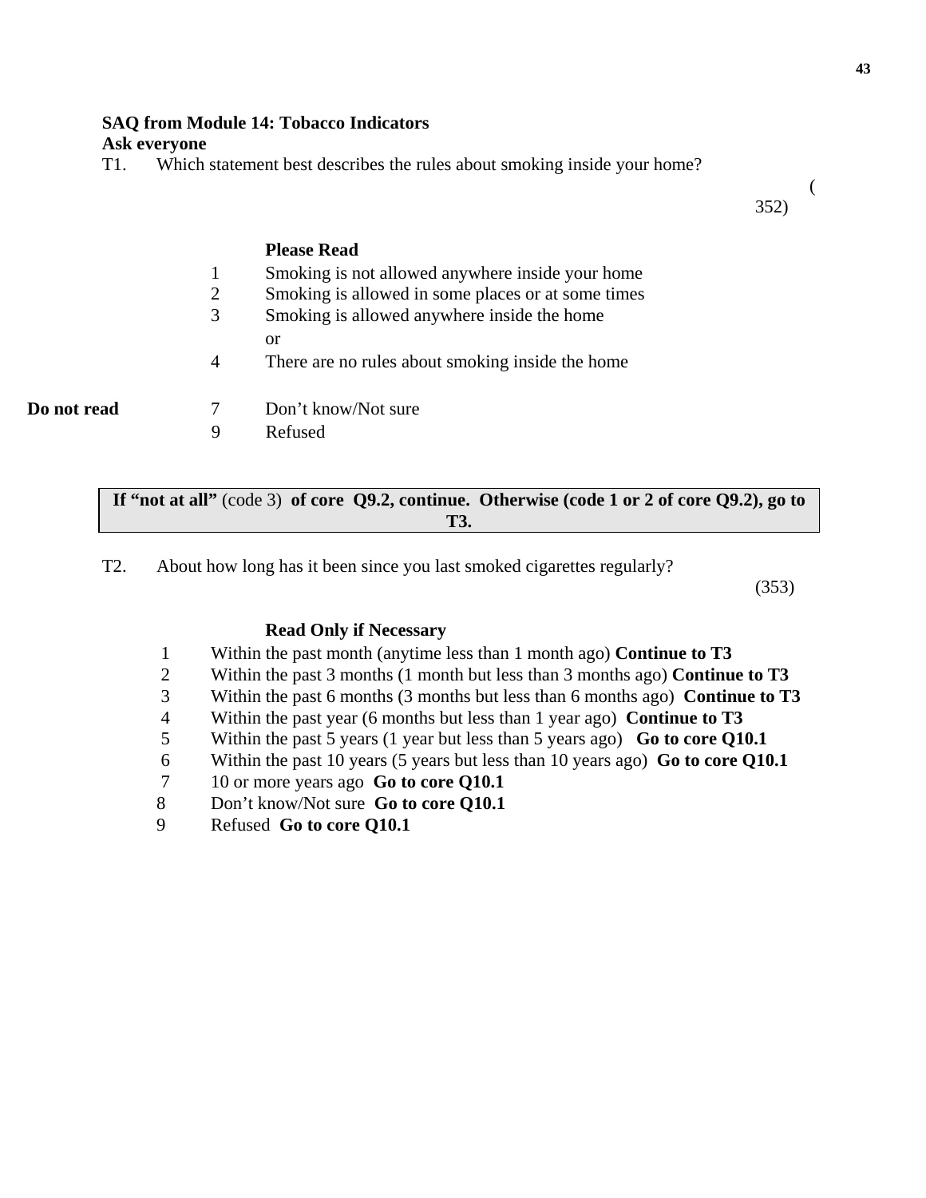**SAQ from Module 14: Tobacco Indicators**
**Ask everyone**

T1. Which statement best describes the rules about smoking inside your home?

(352)

**Please Read**

1 Smoking is not allowed anywhere inside your home
2 Smoking is allowed in some places or at some times
3 Smoking is allowed anywhere inside the home
or
4 There are no rules about smoking inside the home

**Do not read**

7 Don't know/Not sure
9 Refused

| **If "not at all"** (code 3) **of core Q9.2, continue. Otherwise (code 1 or 2 of core Q9.2), go to T3.** |
|---|

T2. About how long has it been since you last smoked cigarettes regularly?

(353)

**Read Only if Necessary**

1 Within the past month (anytime less than 1 month ago) **Continue to T3**
2 Within the past 3 months (1 month but less than 3 months ago) **Continue to T3**
3 Within the past 6 months (3 months but less than 6 months ago) **Continue to T3**
4 Within the past year (6 months but less than 1 year ago) **Continue to T3**
5 Within the past 5 years (1 year but less than 5 years ago) **Go to core Q10.1**
6 Within the past 10 years (5 years but less than 10 years ago) **Go to core Q10.1**
7 10 or more years ago **Go to core Q10.1**
8 Don't know/Not sure **Go to core Q10.1**
9 Refused **Go to core Q10.1**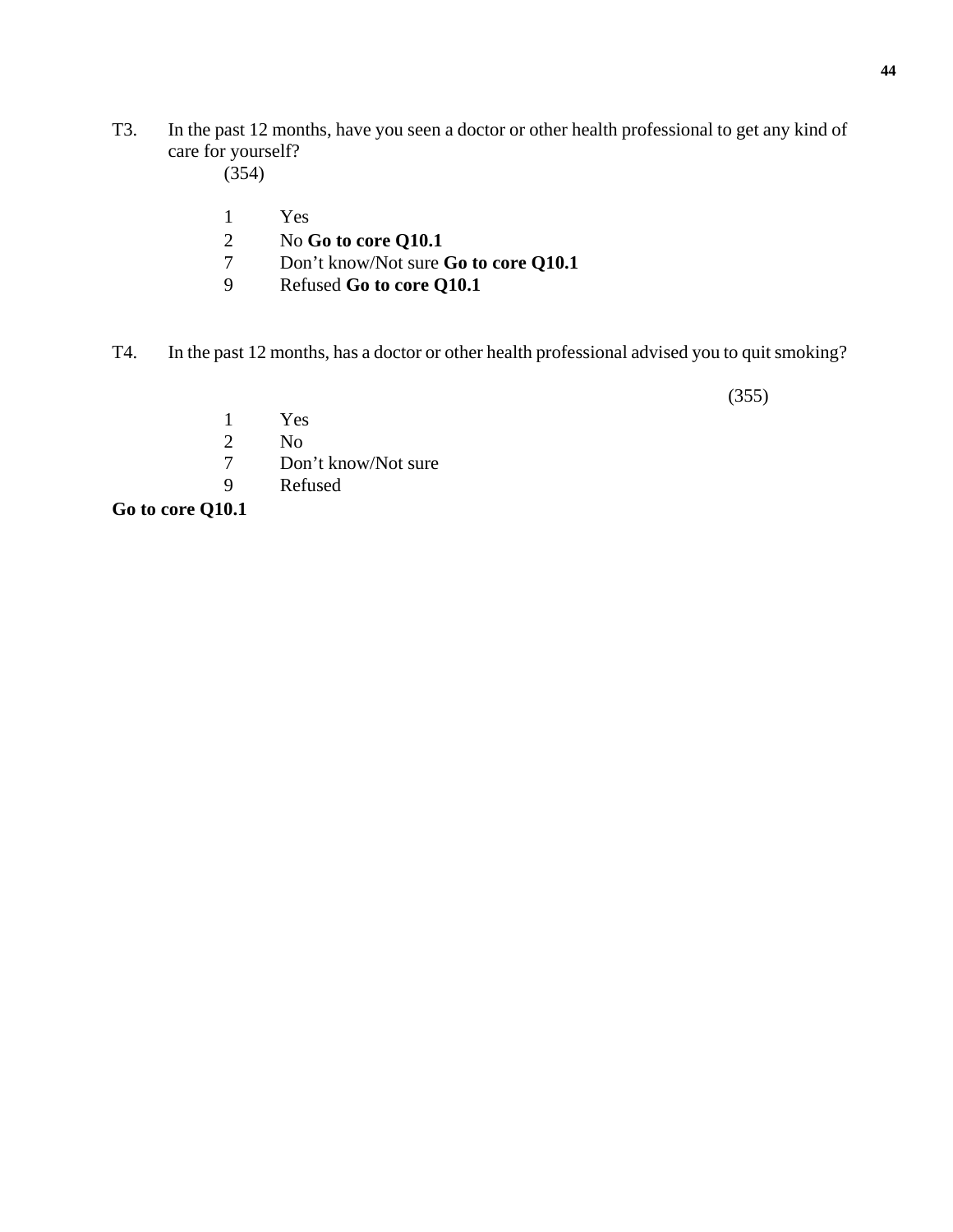T3. In the past 12 months, have you seen a doctor or other health professional to get any kind of care for yourself?

(354)

1 Yes
2 No **Go to core Q10.1**
7 Don’t know/Not sure **Go to core Q10.1**
9 Refused **Go to core Q10.1**

T4. In the past 12 months, has a doctor or other health professional advised you to quit smoking?

(355)

1 Yes
2 No
7 Don’t know/Not sure
9 Refused

**Go to core Q10.1**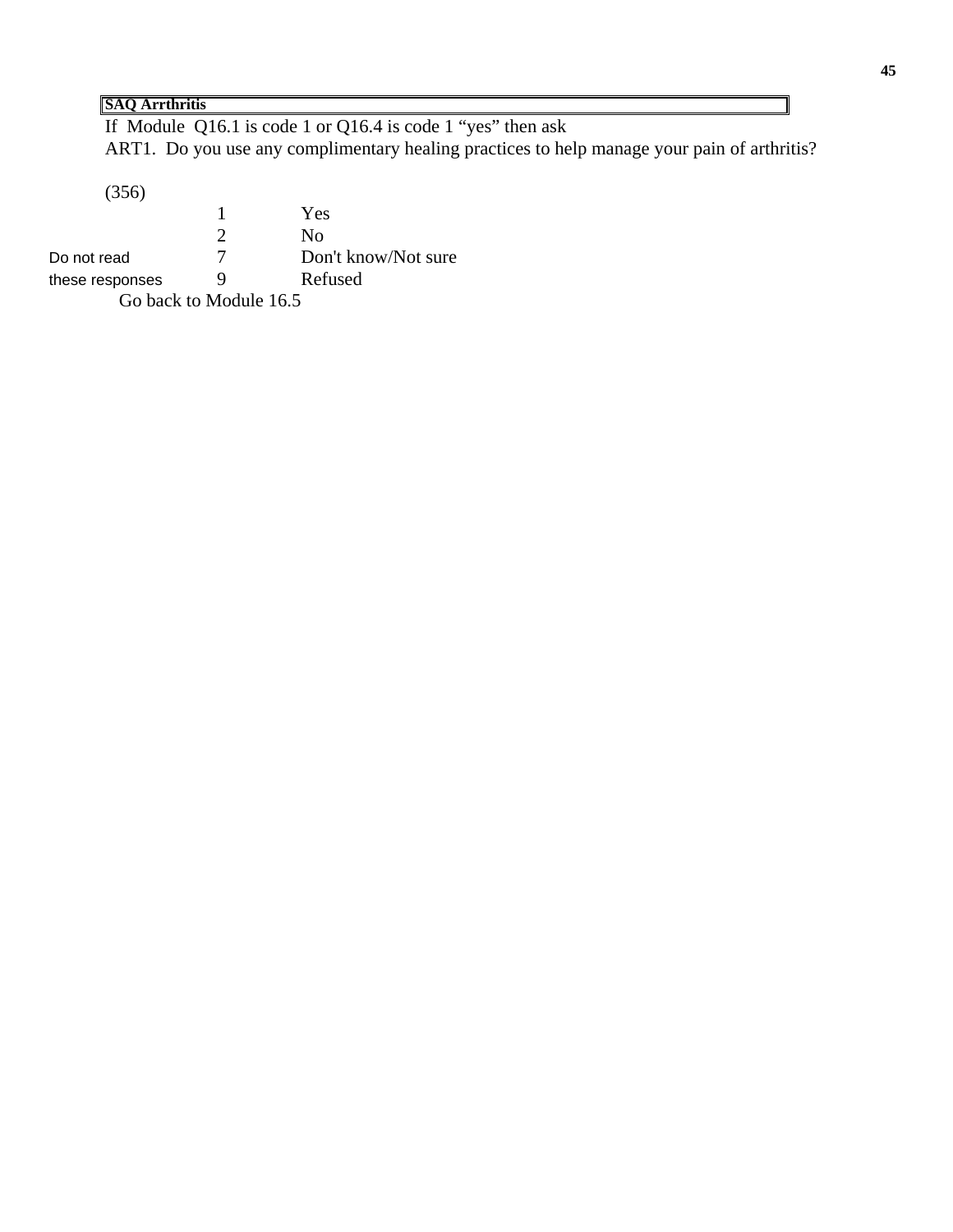**SAQ Arrthritis**

If Module Q16.1 is code 1 or Q16.4 is code 1 "yes" then ask

ART1. Do you use any complimentary healing practices to help manage your pain of arthritis?

(356)

| | | |
|---|---|---|
| | 1 | Yes |
| | 2 | No |
| Do not read | 7 | Don't know/Not sure |
| these responses | 9 | Refused |

Go back to Module 16.5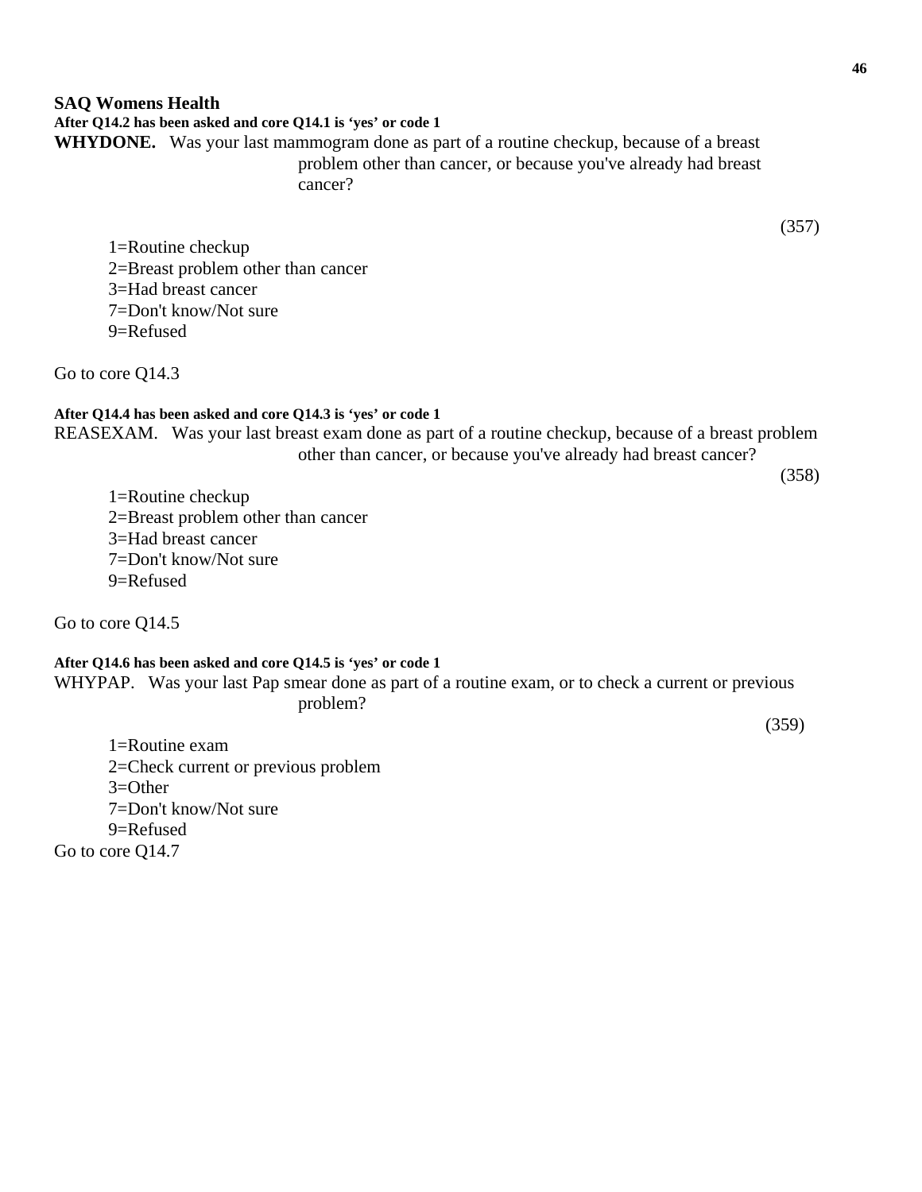## SAQ Womens Health

**After Q14.2 has been asked and core Q14.1 is 'yes' or code 1**

**WHYDONE.** Was your last mammogram done as part of a routine checkup, because of a breast problem other than cancer, or because you've already had breast cancer?

(357)

1=Routine checkup
2=Breast problem other than cancer
3=Had breast cancer
7=Don't know/Not sure
9=Refused

Go to core Q14.3

**After Q14.4 has been asked and core Q14.3 is 'yes' or code 1**

REASEXAM. Was your last breast exam done as part of a routine checkup, because of a breast problem other than cancer, or because you've already had breast cancer?

(358)

1=Routine checkup
2=Breast problem other than cancer
3=Had breast cancer
7=Don't know/Not sure
9=Refused

Go to core Q14.5

**After Q14.6 has been asked and core Q14.5 is 'yes' or code 1**

WHYPAP. Was your last Pap smear done as part of a routine exam, or to check a current or previous problem?

(359)

1=Routine exam
2=Check current or previous problem
3=Other
7=Don't know/Not sure
9=Refused

Go to core Q14.7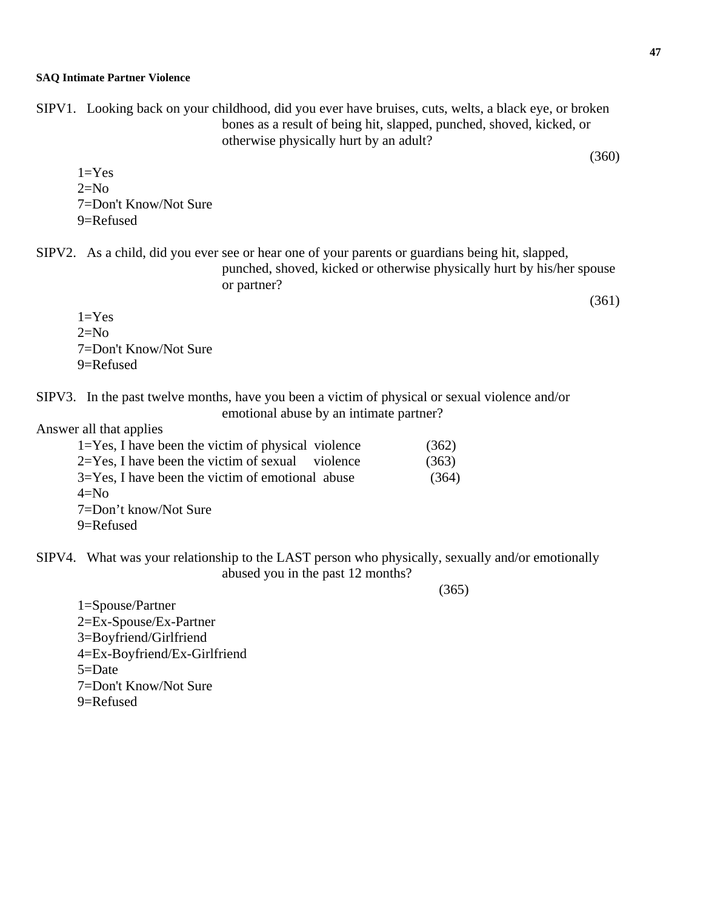**SAQ Intimate Partner Violence**

SIPV1. Looking back on your childhood, did you ever have bruises, cuts, welts, a black eye, or broken bones as a result of being hit, slapped, punched, shoved, kicked, or otherwise physically hurt by an adult?

(360)

1=Yes
2=No
7=Don't Know/Not Sure
9=Refused

SIPV2. As a child, did you ever see or hear one of your parents or guardians being hit, slapped, punched, shoved, kicked or otherwise physically hurt by his/her spouse or partner?

(361)

1=Yes
2=No
7=Don't Know/Not Sure
9=Refused

SIPV3. In the past twelve months, have you been a victim of physical or sexual violence and/or emotional abuse by an intimate partner?

Answer all that applies

1=Yes, I have been the victim of physical violence (362)
2=Yes, I have been the victim of sexual violence (363)
3=Yes, I have been the victim of emotional abuse (364)
4=No
7=Don't know/Not Sure
9=Refused

SIPV4. What was your relationship to the LAST person who physically, sexually and/or emotionally abused you in the past 12 months?

(365)

1=Spouse/Partner
2=Ex-Spouse/Ex-Partner
3=Boyfriend/Girlfriend
4=Ex-Boyfriend/Ex-Girlfriend
5=Date
7=Don't Know/Not Sure
9=Refused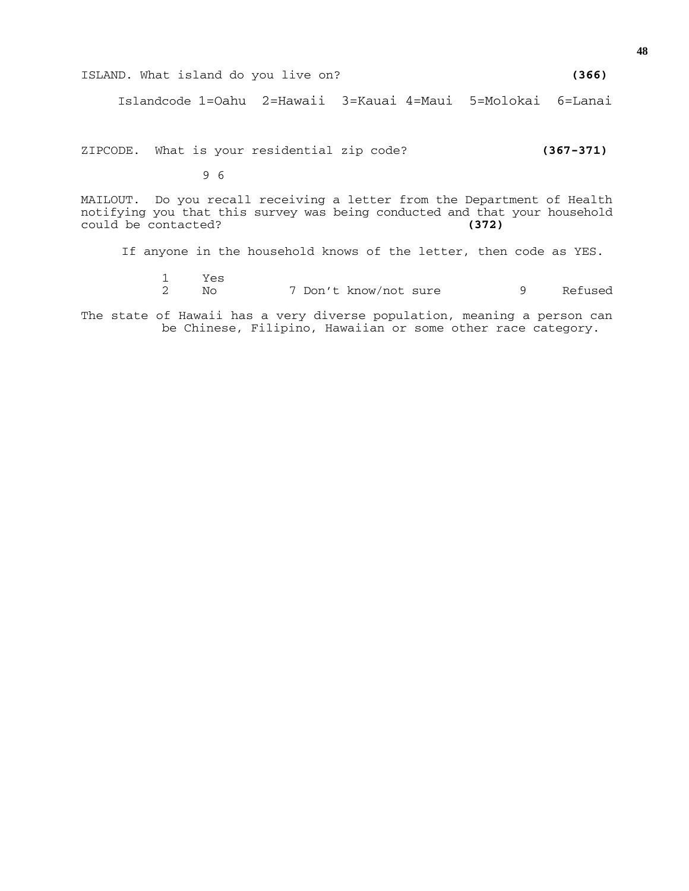ISLAND. What island do you live on? **(366)**

Islandcode 1=Oahu 2=Hawaii 3=Kauai 4=Maui 5=Molokai 6=Lanai

ZIPCODE. What is your residential zip code? **(367-371)**

9 6

MAILOUT. Do you recall receiving a letter from the Department of Health notifying you that this survey was being conducted and that your household could be contacted? **(372)**

If anyone in the household knows of the letter, then code as YES.

1 Yes
2 No 7 Don't know/not sure 9 Refused

The state of Hawaii has a very diverse population, meaning a person can be Chinese, Filipino, Hawaiian or some other race category.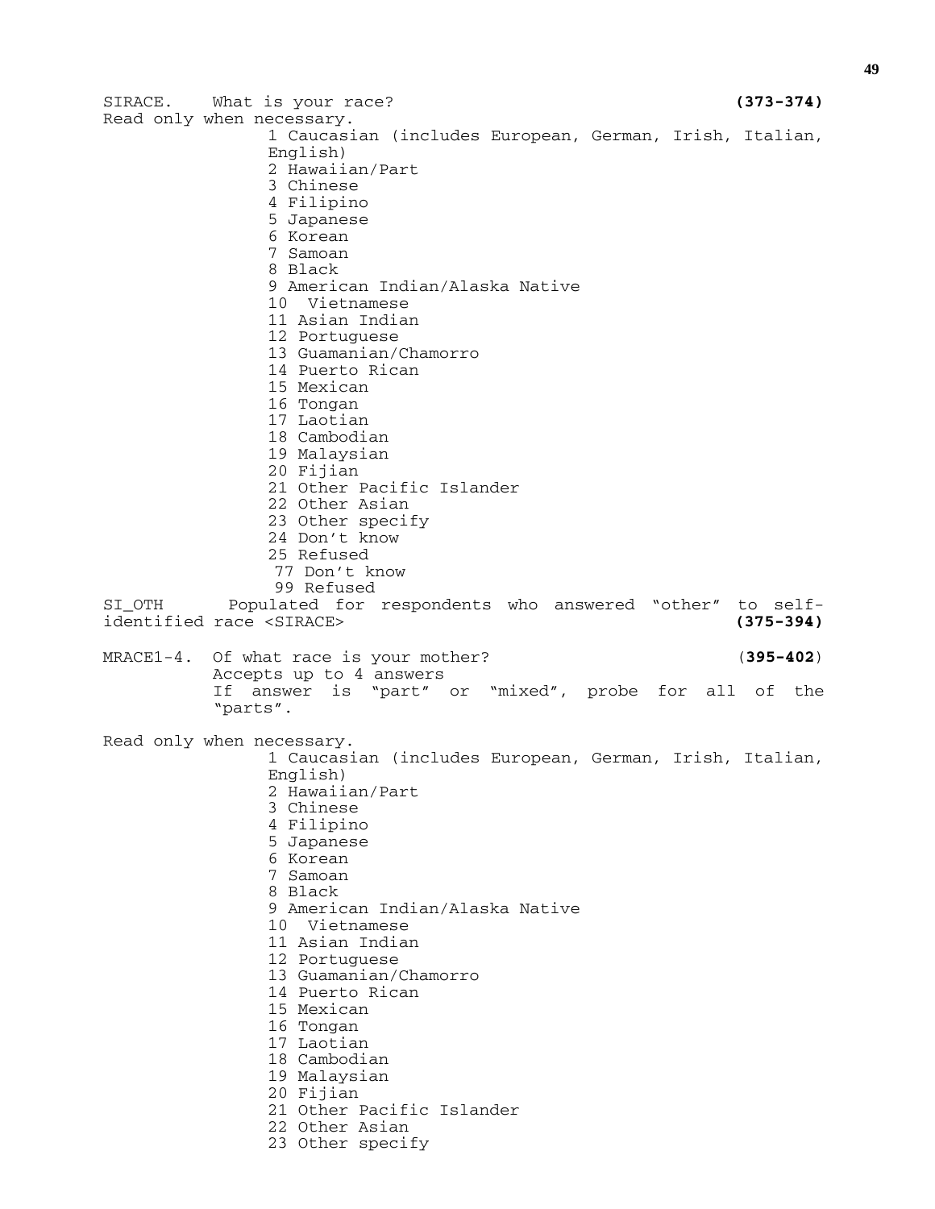SIRACE. What is your race? **(373-374)**

Read only when necessary.

1 Caucasian (includes European, German, Irish, Italian, English)
2 Hawaiian/Part
3 Chinese
4 Filipino
5 Japanese
6 Korean
7 Samoan
8 Black
9 American Indian/Alaska Native
10 Vietnamese
11 Asian Indian
12 Portuguese
13 Guamanian/Chamorro
14 Puerto Rican
15 Mexican
16 Tongan
17 Laotian
18 Cambodian
19 Malaysian
20 Fijian
21 Other Pacific Islander
22 Other Asian
23 Other specify
24 Don't know
25 Refused
77 Don't know
99 Refused

SI_OTH Populated for respondents who answered "other" to self-identified race <SIRACE> **(375-394)**

MRACE1-4. Of what race is your mother? (**395-402**)
Accepts up to 4 answers
If answer is "part" or "mixed", probe for all of the "parts".

Read only when necessary.

1 Caucasian (includes European, German, Irish, Italian, English)
2 Hawaiian/Part
3 Chinese
4 Filipino
5 Japanese
6 Korean
7 Samoan
8 Black
9 American Indian/Alaska Native
10 Vietnamese
11 Asian Indian
12 Portuguese
13 Guamanian/Chamorro
14 Puerto Rican
15 Mexican
16 Tongan
17 Laotian
18 Cambodian
19 Malaysian
20 Fijian
21 Other Pacific Islander
22 Other Asian
23 Other specify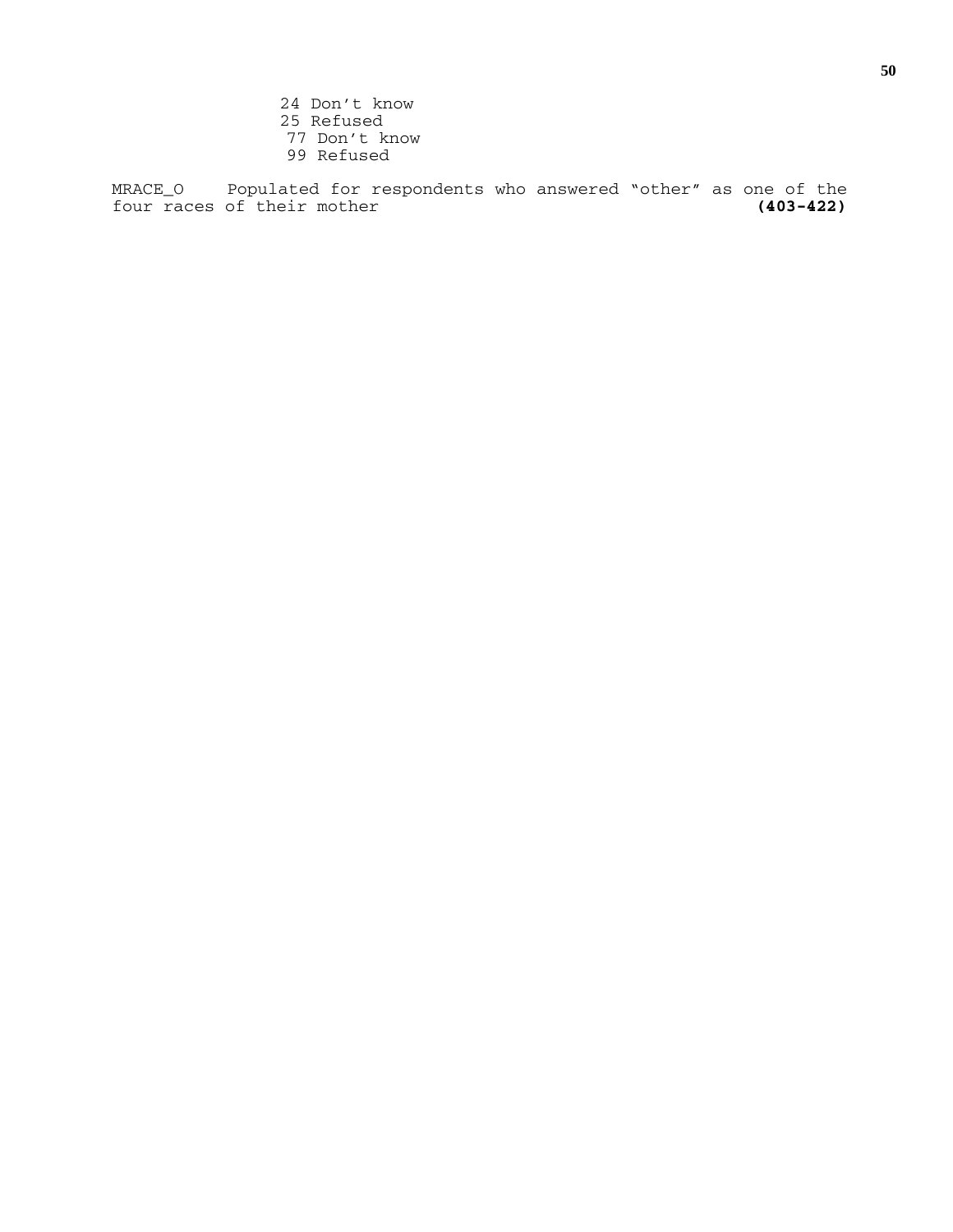24 Don't know
25 Refused
77 Don't know
99 Refused

MRACE_O    Populated for respondents who answered "other" as one of the four races of their mother **(403-422)**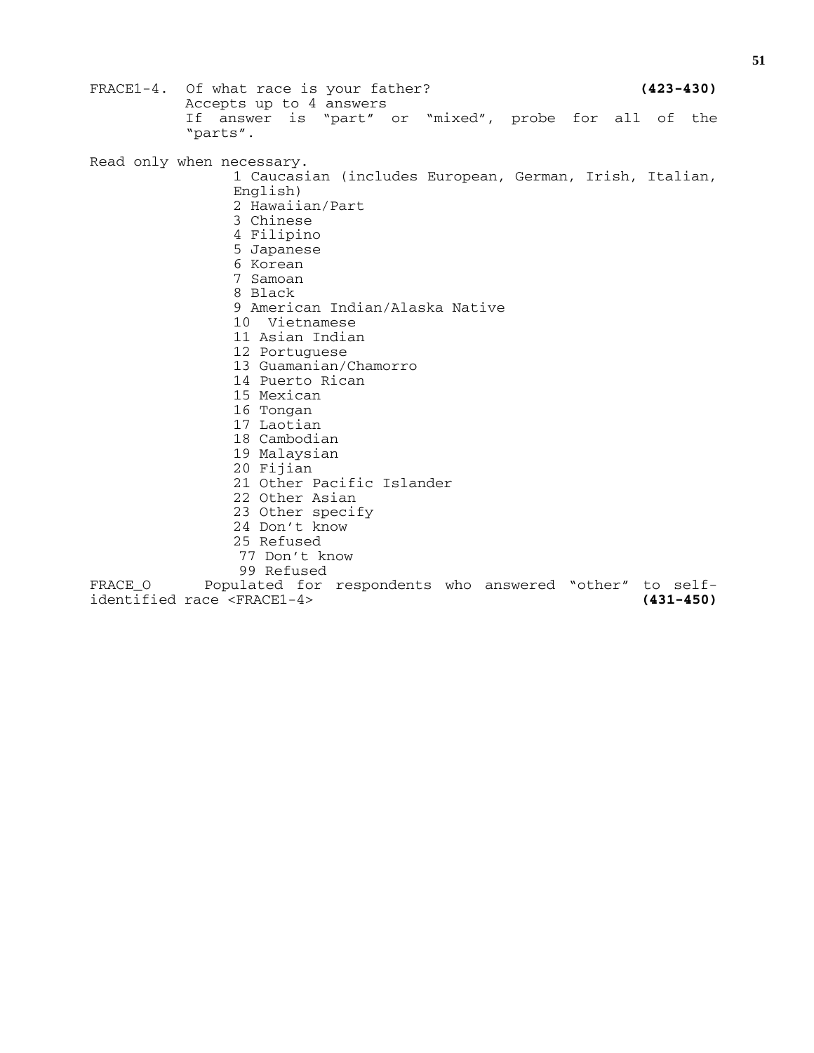FRACE1-4. Of what race is your father? **(423-430)**
Accepts up to 4 answers
If answer is "part" or "mixed", probe for all of the "parts".

Read only when necessary.

1 Caucasian (includes European, German, Irish, Italian, English)
2 Hawaiian/Part
3 Chinese
4 Filipino
5 Japanese
6 Korean
7 Samoan
8 Black
9 American Indian/Alaska Native
10 Vietnamese
11 Asian Indian
12 Portuguese
13 Guamanian/Chamorro
14 Puerto Rican
15 Mexican
16 Tongan
17 Laotian
18 Cambodian
19 Malaysian
20 Fijian
21 Other Pacific Islander
22 Other Asian
23 Other specify
24 Don't know
25 Refused
77 Don't know
99 Refused

FRACE_O Populated for respondents who answered "other" to self-identified race <FRACE1-4> **(431-450)**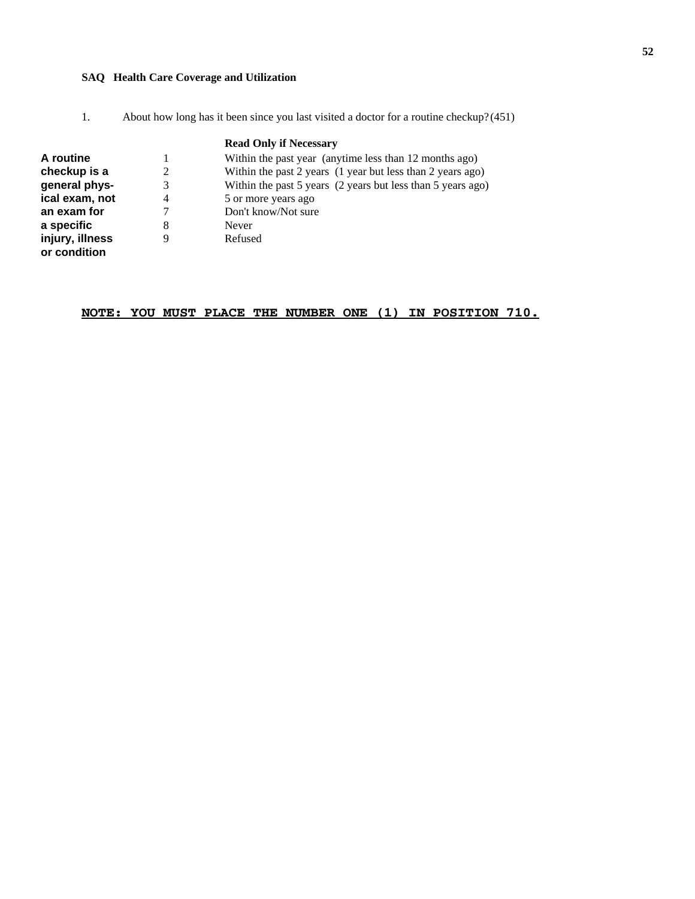**SAQ Health Care Coverage and Utilization**

1. About how long has it been since you last visited a doctor for a routine checkup? (451)

**A routine checkup is a general physical exam, not an exam for a specific injury, illness or condition**

| | **Read Only if Necessary** |
|---|---|
| 1 | Within the past year (anytime less than 12 months ago) |
| 2 | Within the past 2 years (1 year but less than 2 years ago) |
| 3 | Within the past 5 years (2 years but less than 5 years ago) |
| 4 | 5 or more years ago |
| 7 | Don't know/Not sure |
| 8 | Never |
| 9 | Refused |

**NOTE: YOU MUST PLACE THE NUMBER ONE (1) IN POSITION 710.**